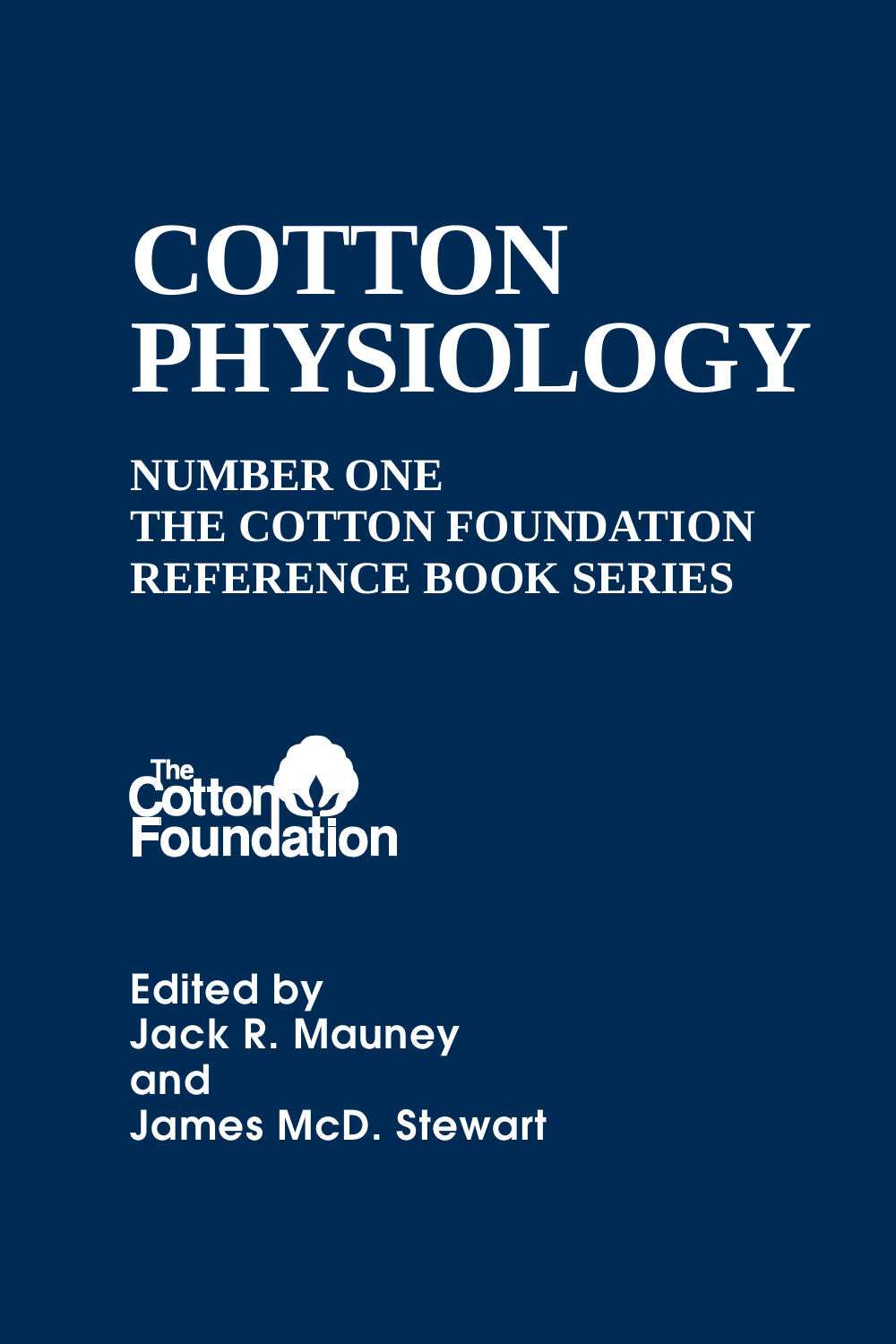# COTTON PHYSIOLOGY

**NUMBER ONE**
**THE COTTON FOUNDATION**
**REFERENCE BOOK SERIES**

The Cotton Foundation

Edited by
Jack R. Mauney
and
James McD. Stewart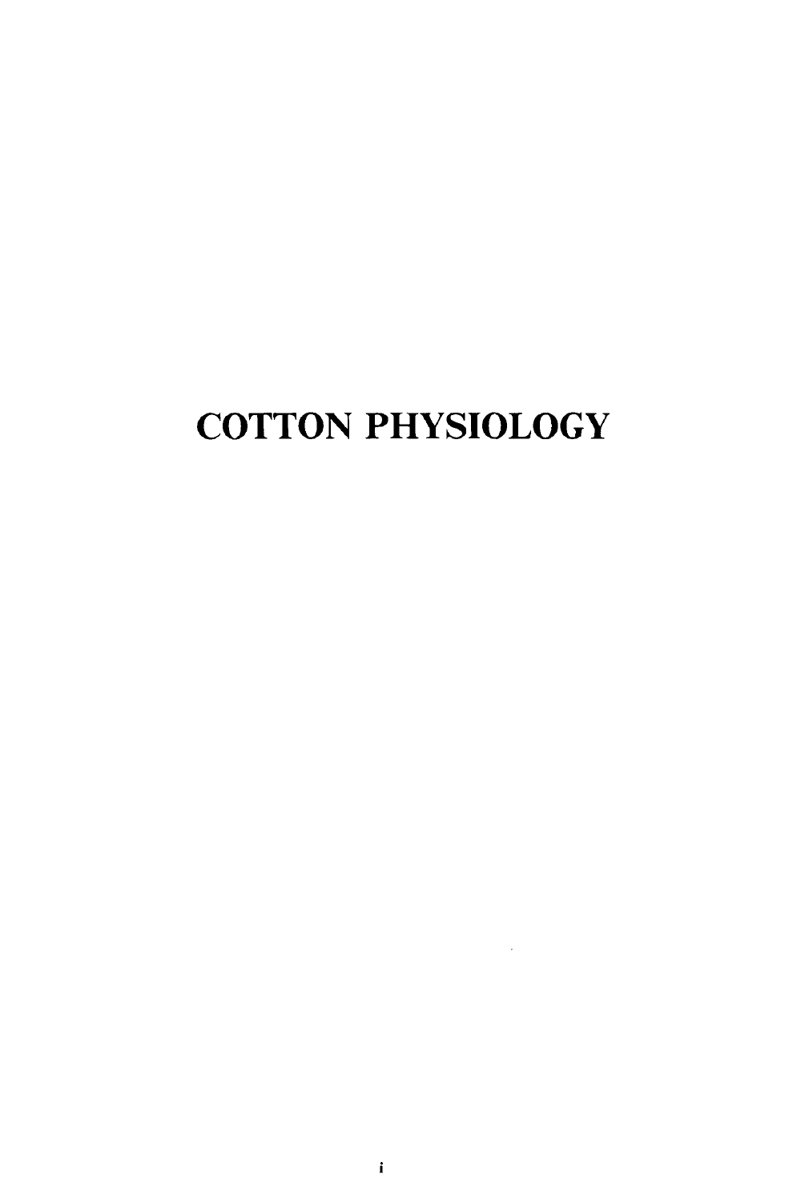# COTTON PHYSIOLOGY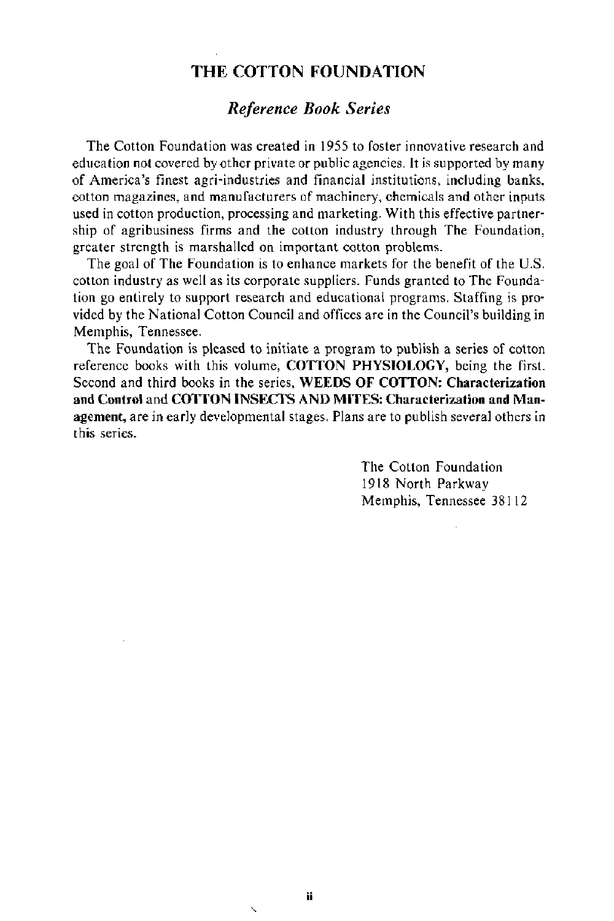# THE COTTON FOUNDATION

## *Reference Book Series*

The Cotton Foundation was created in 1955 to foster innovative research and education not covered by other private or public agencies. It is supported by many of America's finest agri-industries and financial institutions, including banks, cotton magazines, and manufacturers of machinery, chemicals and other inputs used in cotton production, processing and marketing. With this effective partnership of agribusiness firms and the cotton industry through The Foundation, greater strength is marshalled on important cotton problems.

The goal of The Foundation is to enhance markets for the benefit of the U.S. cotton industry as well as its corporate suppliers. Funds granted to The Foundation go entirely to support research and educational programs. Staffing is provided by the National Cotton Council and offices are in the Council's building in Memphis, Tennessee.

The Foundation is pleased to initiate a program to publish a series of cotton reference books with this volume, **COTTON PHYSIOLOGY,** being the first. Second and third books in the series, **WEEDS OF COTTON: Characterization and Control** and **COTTON INSECTS AND MITES: Characterization and Management,** are in early developmental stages. Plans are to publish several others in this series.

The Cotton Foundation
1918 North Parkway
Memphis, Tennessee 38112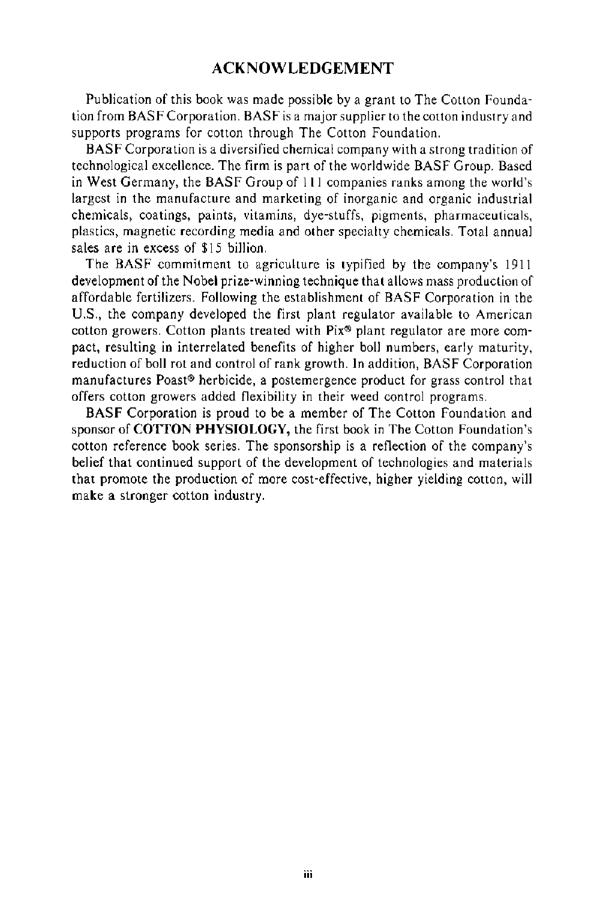# ACKNOWLEDGEMENT

Publication of this book was made possible by a grant to The Cotton Foundation from BASF Corporation. BASF is a major supplier to the cotton industry and supports programs for cotton through The Cotton Foundation.

BASF Corporation is a diversified chemical company with a strong tradition of technological excellence. The firm is part of the worldwide BASF Group. Based in West Germany, the BASF Group of 111 companies ranks among the world's largest in the manufacture and marketing of inorganic and organic industrial chemicals, coatings, paints, vitamins, dye-stuffs, pigments, pharmaceuticals, plastics, magnetic recording media and other specialty chemicals. Total annual sales are in excess of $15 billion.

The BASF commitment to agriculture is typified by the company's 1911 development of the Nobel prize-winning technique that allows mass production of affordable fertilizers. Following the establishment of BASF Corporation in the U.S., the company developed the first plant regulator available to American cotton growers. Cotton plants treated with Pix® plant regulator are more compact, resulting in interrelated benefits of higher boll numbers, early maturity, reduction of boll rot and control of rank growth. In addition, BASF Corporation manufactures Poast® herbicide, a postemergence product for grass control that offers cotton growers added flexibility in their weed control programs.

BASF Corporation is proud to be a member of The Cotton Foundation and sponsor of **COTTON PHYSIOLOGY,** the first book in The Cotton Foundation's cotton reference book series. The sponsorship is a reflection of the company's belief that continued support of the development of technologies and materials that promote the production of more cost-effective, higher yielding cotton, will make a stronger cotton industry.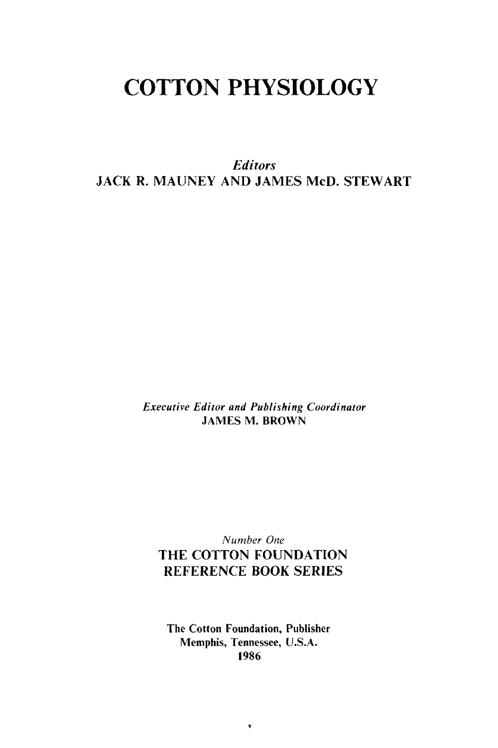# COTTON PHYSIOLOGY

*Editors*

JACK R. MAUNEY AND JAMES McD. STEWART

*Executive Editor and Publishing Coordinator*

JAMES M. BROWN

*Number One*

THE COTTON FOUNDATION REFERENCE BOOK SERIES

The Cotton Foundation, Publisher
Memphis, Tennessee, U.S.A.
1986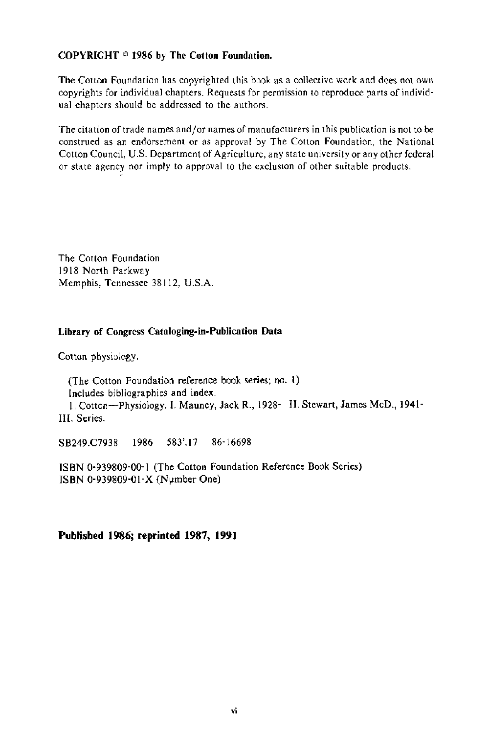**COPYRIGHT © 1986 by The Cotton Foundation.**

The Cotton Foundation has copyrighted this book as a collective work and does not own copyrights for individual chapters. Requests for permission to reproduce parts of individual chapters should be addressed to the authors.

The citation of trade names and/or names of manufacturers in this publication is not to be construed as an endorsement or as approval by The Cotton Foundation, the National Cotton Council, U.S. Department of Agriculture, any state university or any other federal or state agency nor imply to approval to the exclusion of other suitable products.

The Cotton Foundation
1918 North Parkway
Memphis, Tennessee 38112, U.S.A.

**Library of Congress Cataloging-in-Publication Data**

Cotton physiology.

(The Cotton Foundation reference book series; no. 1)
Includes bibliographies and index.
1. Cotton—Physiology. I. Mauney, Jack R., 1928- II. Stewart, James McD., 1941- III. Series.

SB249.C7938 1986 583'.17 86-16698

ISBN 0-939809-00-1 (The Cotton Foundation Reference Book Series)
ISBN 0-939809-01-X (Number One)

**Published 1986; reprinted 1987, 1991**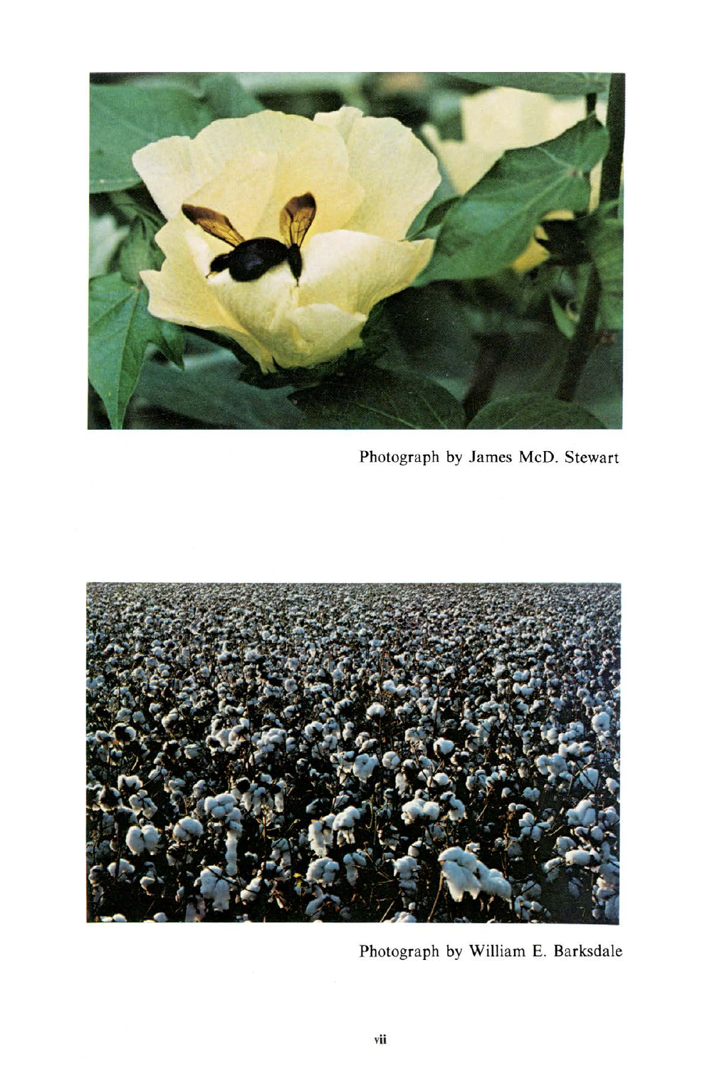Photograph by James McD. Stewart

Photograph by William E. Barksdale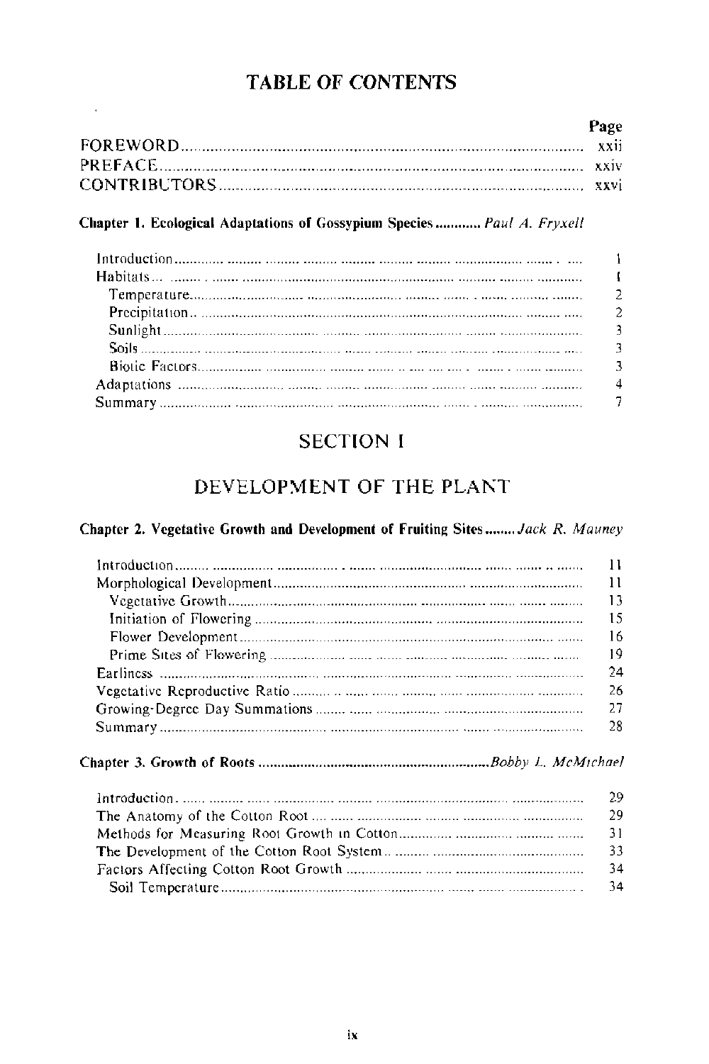# TABLE OF CONTENTS

| | Page |
|---|---|
| FOREWORD | xxii |
| PREFACE | xxiv |
| CONTRIBUTORS | xxvi |

**Chapter 1. Ecological Adaptations of Gossypium Species** ............ *Paul A. Fryxell*

| | |
|---|---|
| Introduction | 1 |
| Habitats | 1 |
| Temperature | 2 |
| Precipitation | 2 |
| Sunlight | 3 |
| Soils | 3 |
| Biotic Factors | 3 |
| Adaptations | 4 |
| Summary | 7 |

# SECTION I

# DEVELOPMENT OF THE PLANT

**Chapter 2. Vegetative Growth and Development of Fruiting Sites** ........ *Jack R. Mauney*

| | |
|---|---|
| Introduction | 11 |
| Morphological Development | 11 |
| Vegetative Growth | 13 |
| Initiation of Flowering | 15 |
| Flower Development | 16 |
| Prime Sites of Flowering | 19 |
| Earliness | 24 |
| Vegetative Reproductive Ratio | 26 |
| Growing-Degree Day Summations | 27 |
| Summary | 28 |

**Chapter 3. Growth of Roots** ............ *Bobby L. McMichael*

| | |
|---|---|
| Introduction | 29 |
| The Anatomy of the Cotton Root | 29 |
| Methods for Measuring Root Growth in Cotton | 31 |
| The Development of the Cotton Root System | 33 |
| Factors Affecting Cotton Root Growth | 34 |
| Soil Temperature | 34 |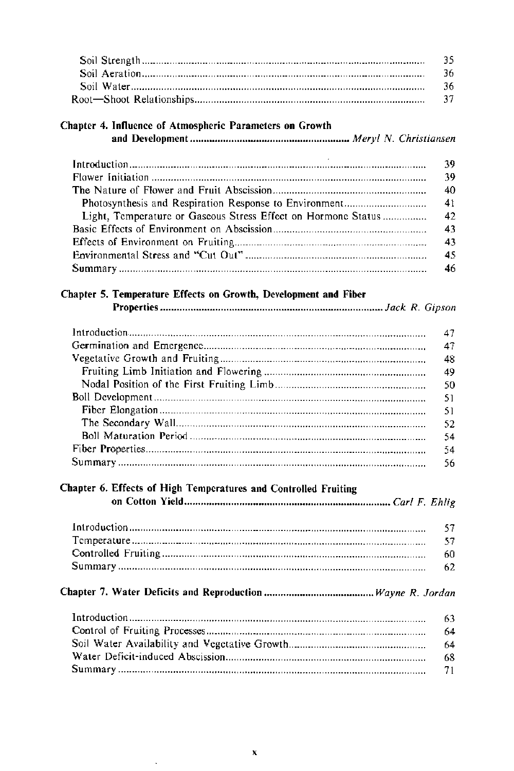| | |
|---|---|
| Soil Strength | 35 |
| Soil Aeration | 36 |
| Soil Water | 36 |
| Root—Shoot Relationships | 37 |

**Chapter 4. Influence of Atmospheric Parameters on Growth and Development** ........ *Meryl N. Christiansen*

| | |
|---|---|
| Introduction | 39 |
| Flower Initiation | 39 |
| The Nature of Flower and Fruit Abscission | 40 |
| Photosynthesis and Respiration Response to Environment | 41 |
| Light, Temperature or Gaseous Stress Effect on Hormone Status | 42 |
| Basic Effects of Environment on Abscission | 43 |
| Effects of Environment on Fruiting | 43 |
| Environmental Stress and "Cut Out" | 45 |
| Summary | 46 |

**Chapter 5. Temperature Effects on Growth, Development and Fiber Properties** ........ *Jack R. Gipson*

| | |
|---|---|
| Introduction | 47 |
| Germination and Emergence | 47 |
| Vegetative Growth and Fruiting | 48 |
| Fruiting Limb Initiation and Flowering | 49 |
| Nodal Position of the First Fruiting Limb | 50 |
| Boll Development | 51 |
| Fiber Elongation | 51 |
| The Secondary Wall | 52 |
| Boll Maturation Period | 54 |
| Fiber Properties | 54 |
| Summary | 56 |

**Chapter 6. Effects of High Temperatures and Controlled Fruiting on Cotton Yield** ........ *Carl F. Ehlig*

| | |
|---|---|
| Introduction | 57 |
| Temperature | 57 |
| Controlled Fruiting | 60 |
| Summary | 62 |

**Chapter 7. Water Deficits and Reproduction** ........ *Wayne R. Jordan*

| | |
|---|---|
| Introduction | 63 |
| Control of Fruiting Processes | 64 |
| Soil Water Availability and Vegetative Growth | 64 |
| Water Deficit-induced Abscission | 68 |
| Summary | 71 |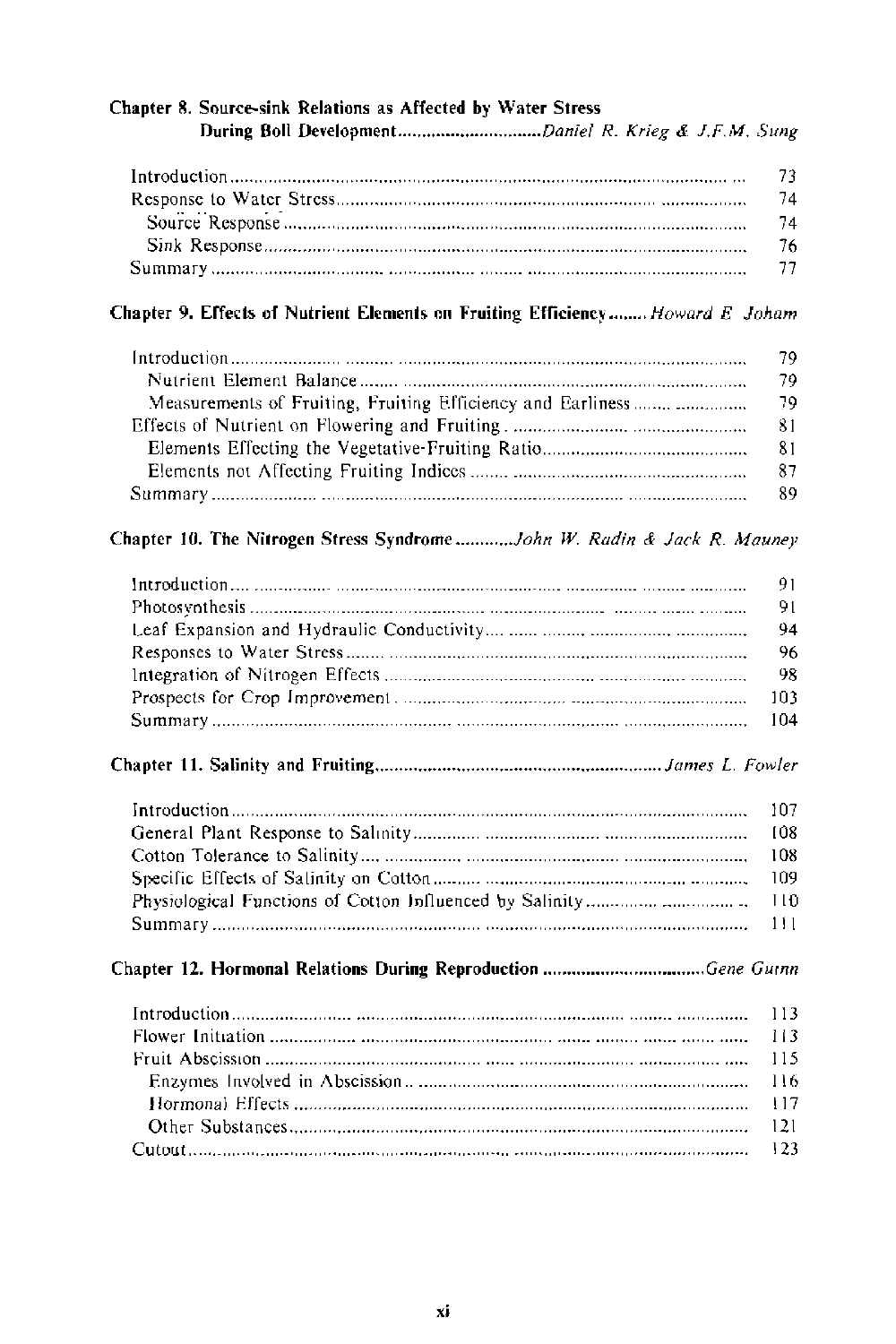**Chapter 8. Source-sink Relations as Affected by Water Stress During Boll Development** ............................ *Daniel R. Krieg & J.F.M. Sung*

| | |
|---|---|
| Introduction | 73 |
| Response to Water Stress | 74 |
| Source Response | 74 |
| Sink Response | 76 |
| Summary | 77 |

**Chapter 9. Effects of Nutrient Elements on Fruiting Efficiency** ........ *Howard E Joham*

| | |
|---|---|
| Introduction | 79 |
| Nutrient Element Balance | 79 |
| Measurements of Fruiting, Fruiting Efficiency and Earliness | 79 |
| Effects of Nutrient on Flowering and Fruiting | 81 |
| Elements Effecting the Vegetative-Fruiting Ratio | 81 |
| Elements not Affecting Fruiting Indices | 87 |
| Summary | 89 |

**Chapter 10. The Nitrogen Stress Syndrome** ............ *John W. Radin & Jack R. Mauney*

| | |
|---|---|
| Introduction | 91 |
| Photosynthesis | 91 |
| Leaf Expansion and Hydraulic Conductivity | 94 |
| Responses to Water Stress | 96 |
| Integration of Nitrogen Effects | 98 |
| Prospects for Crop Improvement | 103 |
| Summary | 104 |

**Chapter 11. Salinity and Fruiting** ............................................................ *James L. Fowler*

| | |
|---|---|
| Introduction | 107 |
| General Plant Response to Salinity | 108 |
| Cotton Tolerance to Salinity | 108 |
| Specific Effects of Salinity on Cotton | 109 |
| Physiological Functions of Cotton Influenced by Salinity | 110 |
| Summary | 111 |

**Chapter 12. Hormonal Relations During Reproduction** .................................. *Gene Guinn*

| | |
|---|---|
| Introduction | 113 |
| Flower Initiation | 113 |
| Fruit Abscission | 115 |
| Enzymes Involved in Abscission | 116 |
| Hormonal Effects | 117 |
| Other Substances | 121 |
| Cutout | 123 |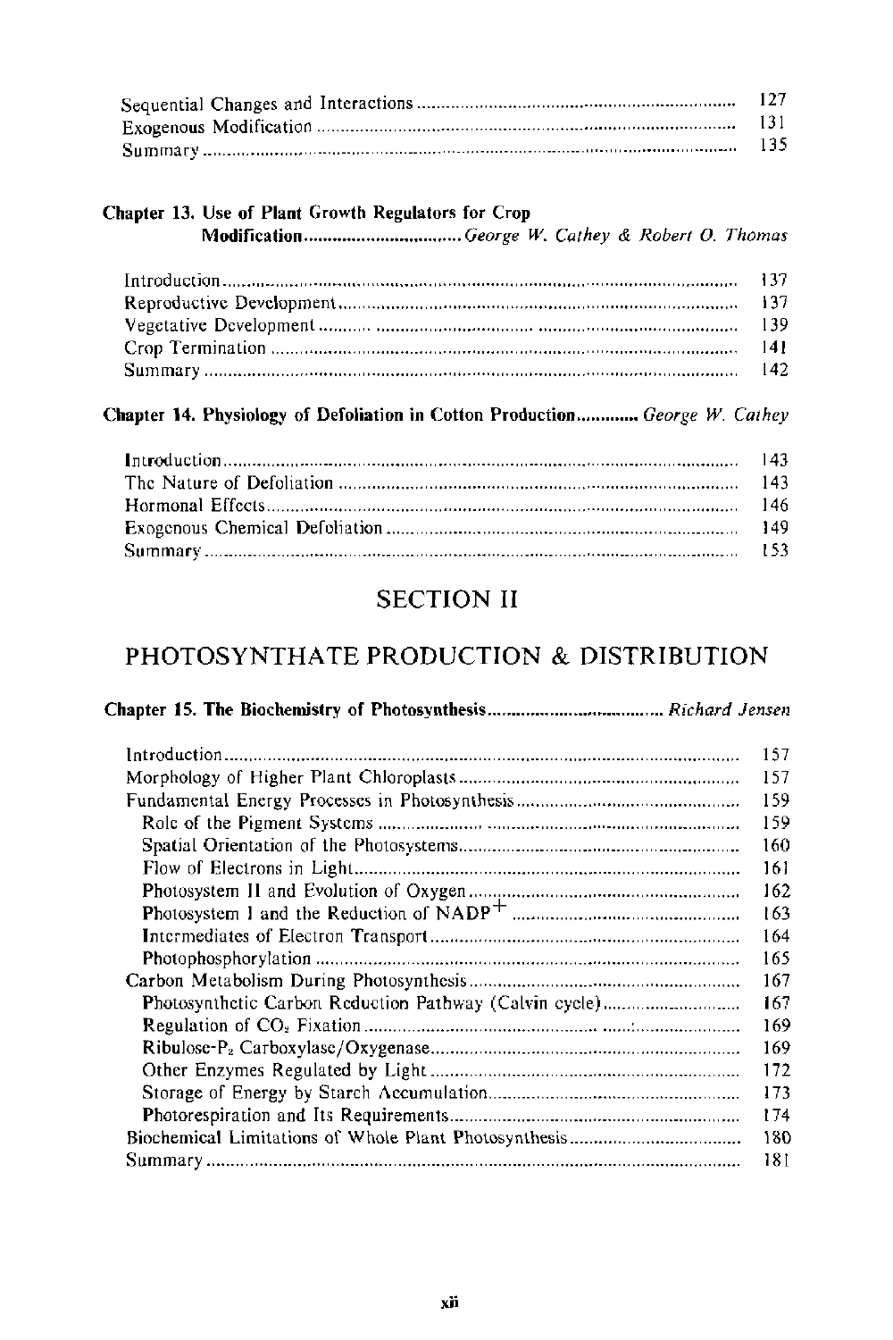| | |
|---|---|
| Sequential Changes and Interactions | 127 |
| Exogenous Modification | 131 |
| Summary | 135 |

**Chapter 13. Use of Plant Growth Regulators for Crop Modification** ................................ *George W. Cathey & Robert O. Thomas*

| | |
|---|---|
| Introduction | 137 |
| Reproductive Development | 137 |
| Vegetative Development | 139 |
| Crop Termination | 141 |
| Summary | 142 |

**Chapter 14. Physiology of Defoliation in Cotton Production** ............ *George W. Cathey*

| | |
|---|---|
| Introduction | 143 |
| The Nature of Defoliation | 143 |
| Hormonal Effects | 146 |
| Exogenous Chemical Defoliation | 149 |
| Summary | 153 |

# SECTION II

# PHOTOSYNTHATE PRODUCTION & DISTRIBUTION

**Chapter 15. The Biochemistry of Photosynthesis** .................................... *Richard Jensen*

| | |
|---|---|
| Introduction | 157 |
| Morphology of Higher Plant Chloroplasts | 157 |
| Fundamental Energy Processes in Photosynthesis | 159 |
| Role of the Pigment Systems | 159 |
| Spatial Orientation of the Photosystems | 160 |
| Flow of Electrons in Light | 161 |
| Photosystem II and Evolution of Oxygen | 162 |
| Photosystem I and the Reduction of $NADP^+$ | 163 |
| Intermediates of Electron Transport | 164 |
| Photophosphorylation | 165 |
| Carbon Metabolism During Photosynthesis | 167 |
| Photosynthetic Carbon Reduction Pathway (Calvin cycle) | 167 |
| Regulation of $CO_2$ Fixation | 169 |
| Ribulose-$P_2$ Carboxylase/Oxygenase | 169 |
| Other Enzymes Regulated by Light | 172 |
| Storage of Energy by Starch Accumulation | 173 |
| Photorespiration and Its Requirements | 174 |
| Biochemical Limitations of Whole Plant Photosynthesis | 180 |
| Summary | 181 |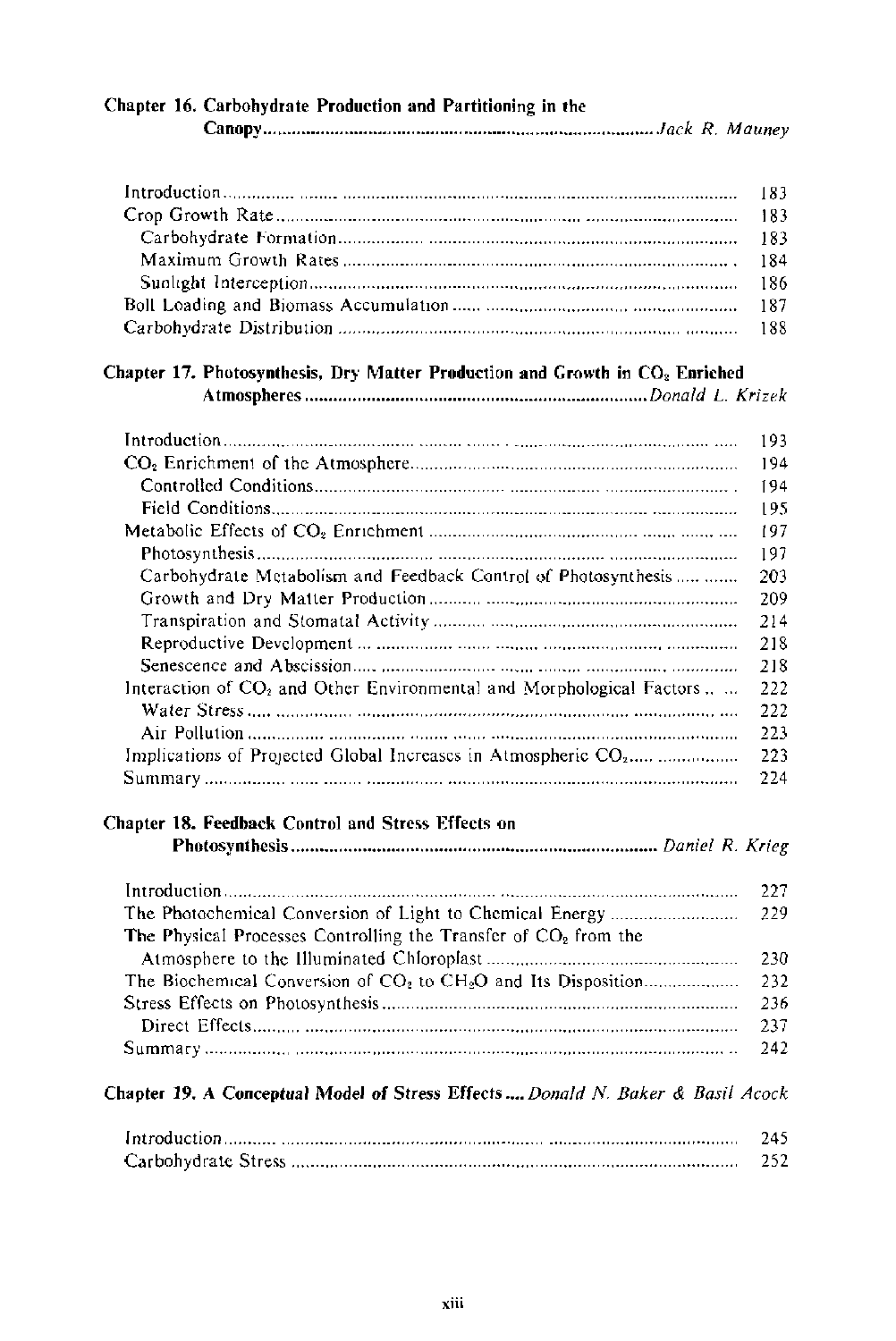**Chapter 16. Carbohydrate Production and Partitioning in the Canopy** ........ *Jack R. Mauney*

| | |
|---|---|
| Introduction | 183 |
| Crop Growth Rate | 183 |
| Carbohydrate Formation | 183 |
| Maximum Growth Rates | 184 |
| Sunlight Interception | 186 |
| Boll Loading and Biomass Accumulation | 187 |
| Carbohydrate Distribution | 188 |

**Chapter 17. Photosynthesis, Dry Matter Production and Growth in $CO_2$ Enriched Atmospheres** ........ *Donald L. Krizek*

| | |
|---|---|
| Introduction | 193 |
| $CO_2$ Enrichment of the Atmosphere | 194 |
| Controlled Conditions | 194 |
| Field Conditions | 195 |
| Metabolic Effects of $CO_2$ Enrichment | 197 |
| Photosynthesis | 197 |
| Carbohydrate Metabolism and Feedback Control of Photosynthesis | 203 |
| Growth and Dry Matter Production | 209 |
| Transpiration and Stomatal Activity | 214 |
| Reproductive Development | 218 |
| Senescence and Abscission | 218 |
| Interaction of $CO_2$ and Other Environmental and Morphological Factors | 222 |
| Water Stress | 222 |
| Air Pollution | 223 |
| Implications of Projected Global Increases in Atmospheric $CO_2$ | 223 |
| Summary | 224 |

**Chapter 18. Feedback Control and Stress Effects on Photosynthesis** ........ *Daniel R. Krieg*

| | |
|---|---|
| Introduction | 227 |
| The Photochemical Conversion of Light to Chemical Energy | 229 |
| The Physical Processes Controlling the Transfer of $CO_2$ from the Atmosphere to the Illuminated Chloroplast | 230 |
| The Biochemical Conversion of $CO_2$ to $CH_2O$ and Its Disposition | 232 |
| Stress Effects on Photosynthesis | 236 |
| Direct Effects | 237 |
| Summary | 242 |

**Chapter 19. A Conceptual Model of Stress Effects** .... *Donald N. Baker & Basil Acock*

| | |
|---|---|
| Introduction | 245 |
| Carbohydrate Stress | 252 |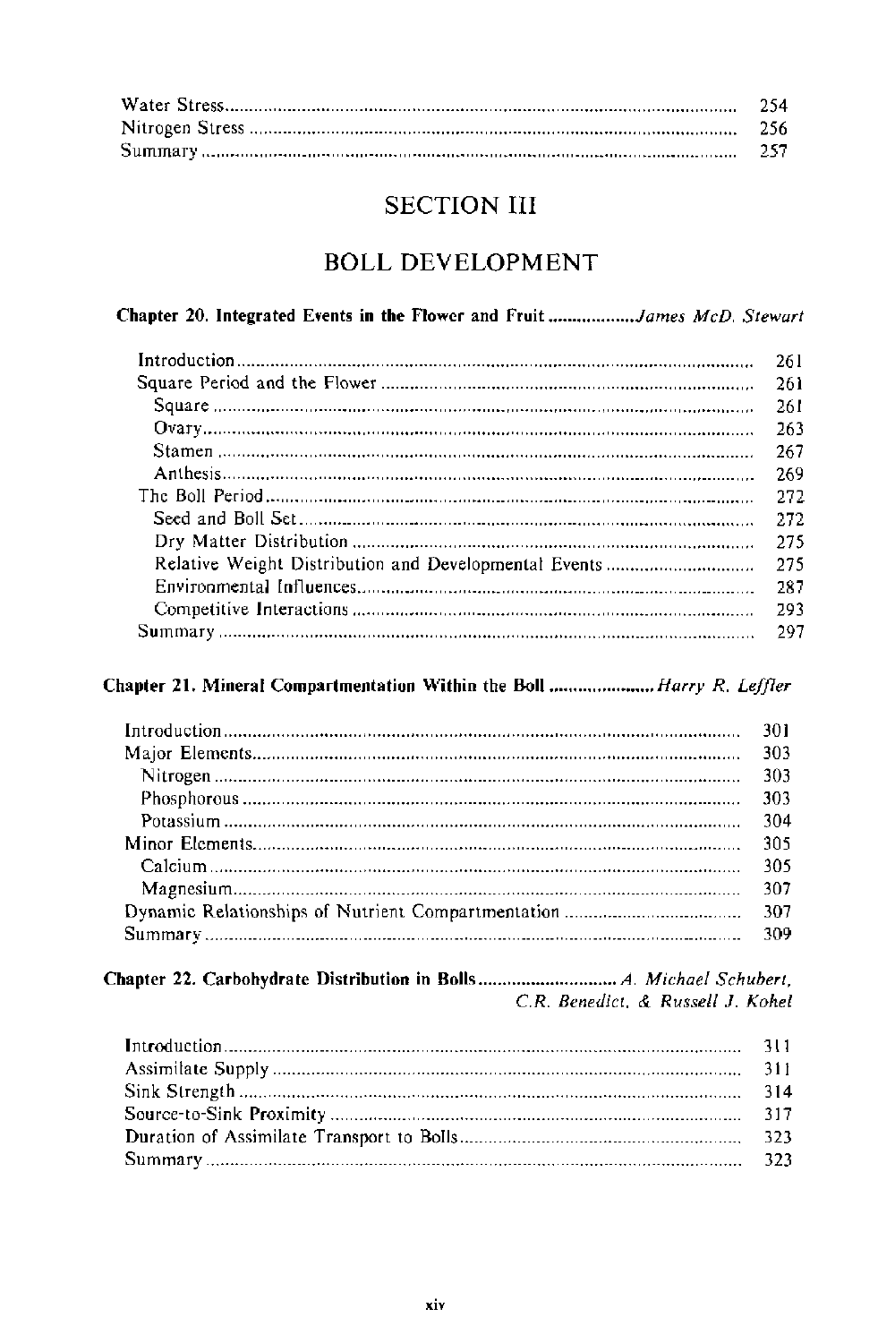Water Stress ... 254
Nitrogen Stress ... 256
Summary ... 257

# SECTION III

# BOLL DEVELOPMENT

**Chapter 20. Integrated Events in the Flower and Fruit** ... *James McD. Stewart*

- Introduction ... 261
- Square Period and the Flower ... 261
  - Square ... 261
  - Ovary ... 263
  - Stamen ... 267
  - Anthesis ... 269
- The Boll Period ... 272
  - Seed and Boll Set ... 272
  - Dry Matter Distribution ... 275
  - Relative Weight Distribution and Developmental Events ... 275
  - Environmental Influences ... 287
  - Competitive Interactions ... 293
- Summary ... 297

**Chapter 21. Mineral Compartmentation Within the Boll** ... *Harry R. Leffler*

- Introduction ... 301
- Major Elements ... 303
  - Nitrogen ... 303
  - Phosphorous ... 303
  - Potassium ... 304
- Minor Elements ... 305
  - Calcium ... 305
  - Magnesium ... 307
- Dynamic Relationships of Nutrient Compartmentation ... 307
- Summary ... 309

**Chapter 22. Carbohydrate Distribution in Bolls** ... *A. Michael Schubert, C.R. Benedict, & Russell J. Kohel*

- Introduction ... 311
- Assimilate Supply ... 311
- Sink Strength ... 314
- Source-to-Sink Proximity ... 317
- Duration of Assimilate Transport to Bolls ... 323
- Summary ... 323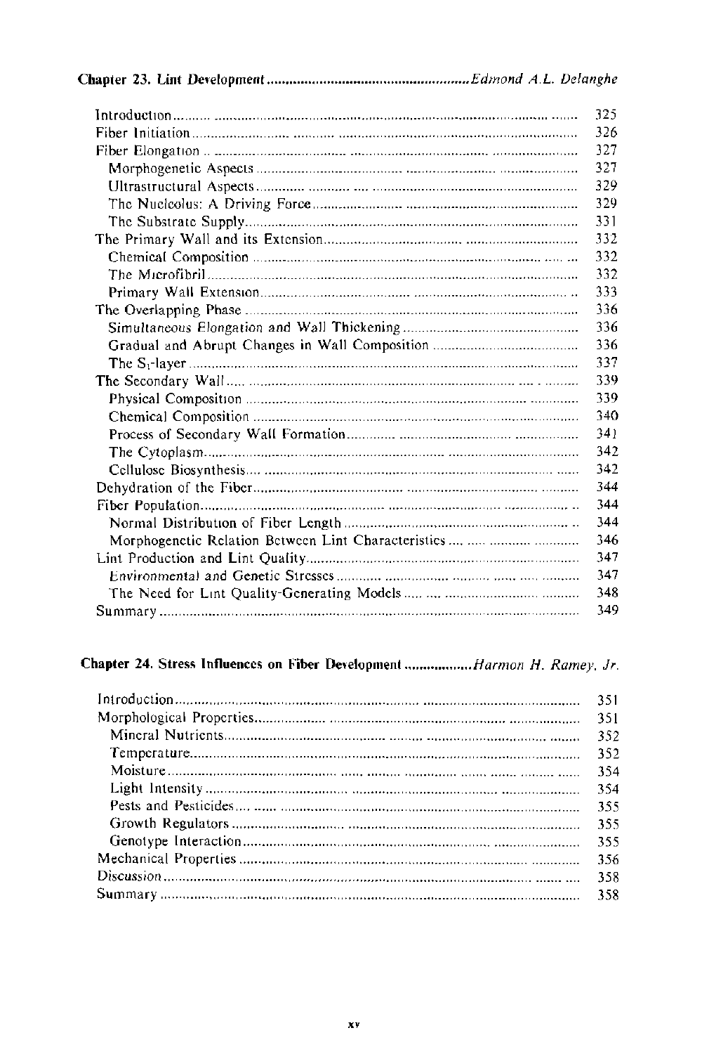**Chapter 23. Lint Development** ..................................................... *Edmond A.L. Delanghe*

| | |
|---|---|
| Introduction | 325 |
| Fiber Initiation | 326 |
| Fiber Elongation | 327 |
| Morphogenetic Aspects | 327 |
| Ultrastructural Aspects | 329 |
| The Nucleolus: A Driving Force | 329 |
| The Substrate Supply | 331 |
| The Primary Wall and its Extension | 332 |
| Chemical Composition | 332 |
| The Microfibril | 332 |
| Primary Wall Extension | 333 |
| The Overlapping Phase | 336 |
| Simultaneous Elongation and Wall Thickening | 336 |
| Gradual and Abrupt Changes in Wall Composition | 336 |
| The $S_1$-layer | 337 |
| The Secondary Wall | 339 |
| Physical Composition | 339 |
| Chemical Composition | 340 |
| Process of Secondary Wall Formation | 341 |
| The Cytoplasm | 342 |
| Cellulose Biosynthesis | 342 |
| Dehydration of the Fiber | 344 |
| Fiber Population | 344 |
| Normal Distribution of Fiber Length | 344 |
| Morphogenetic Relation Between Lint Characteristics | 346 |
| Lint Production and Lint Quality | 347 |
| Environmental and Genetic Stresses | 347 |
| The Need for Lint Quality-Generating Models | 348 |
| Summary | 349 |

**Chapter 24. Stress Influences on Fiber Development** ................. *Harmon H. Ramey, Jr.*

| | |
|---|---|
| Introduction | 351 |
| Morphological Properties | 351 |
| Mineral Nutrients | 352 |
| Temperature | 352 |
| Moisture | 354 |
| Light Intensity | 354 |
| Pests and Pesticides | 355 |
| Growth Regulators | 355 |
| Genotype Interaction | 355 |
| Mechanical Properties | 356 |
| Discussion | 358 |
| Summary | 358 |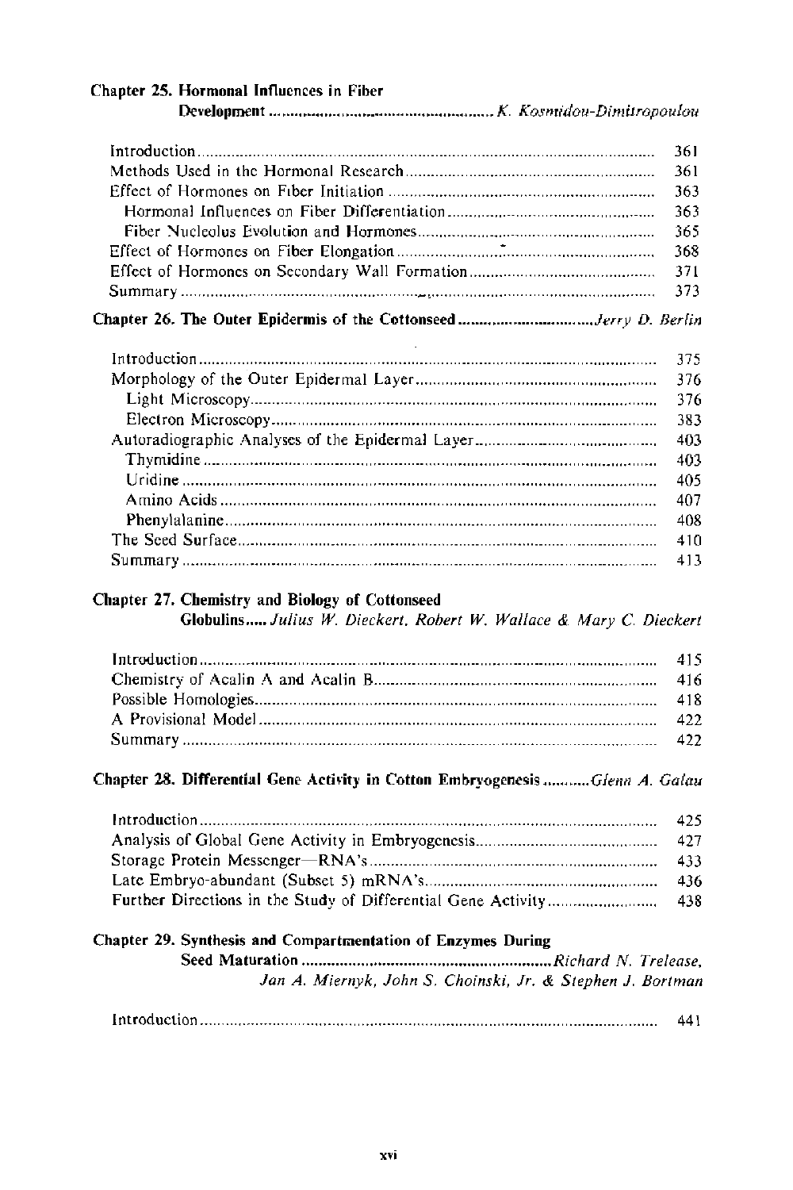**Chapter 25. Hormonal Influences in Fiber Development** ........ *K. Kosmidou-Dimitropoulou*

| | |
|---|---|
| Introduction | 361 |
| Methods Used in the Hormonal Research | 361 |
| Effect of Hormones on Fiber Initiation | 363 |
| Hormonal Influences on Fiber Differentiation | 363 |
| Fiber Nucleolus Evolution and Hormones | 365 |
| Effect of Hormones on Fiber Elongation | 368 |
| Effect of Hormones on Secondary Wall Formation | 371 |
| Summary | 373 |

**Chapter 26. The Outer Epidermis of the Cottonseed** ........ *Jerry D. Berlin*

| | |
|---|---|
| Introduction | 375 |
| Morphology of the Outer Epidermal Layer | 376 |
| Light Microscopy | 376 |
| Electron Microscopy | 383 |
| Autoradiographic Analyses of the Epidermal Layer | 403 |
| Thymidine | 403 |
| Uridine | 405 |
| Amino Acids | 407 |
| Phenylalanine | 408 |
| The Seed Surface | 410 |
| Summary | 413 |

**Chapter 27. Chemistry and Biology of Cottonseed Globulins** ..... *Julius W. Dieckert, Robert W. Wallace & Mary C. Dieckert*

| | |
|---|---|
| Introduction | 415 |
| Chemistry of Acalin A and Acalin B | 416 |
| Possible Homologies | 418 |
| A Provisional Model | 422 |
| Summary | 422 |

**Chapter 28. Differential Gene Activity in Cotton Embryogenesis** ........ *Glenn A. Galau*

| | |
|---|---|
| Introduction | 425 |
| Analysis of Global Gene Activity in Embryogenesis | 427 |
| Storage Protein Messenger—RNA's | 433 |
| Late Embryo-abundant (Subset 5) mRNA's | 436 |
| Further Directions in the Study of Differential Gene Activity | 438 |

**Chapter 29. Synthesis and Compartmentation of Enzymes During Seed Maturation** ........ *Richard N. Trelease, Jan A. Miernyk, John S. Choinski, Jr. & Stephen J. Bortman*

| | |
|---|---|
| Introduction | 441 |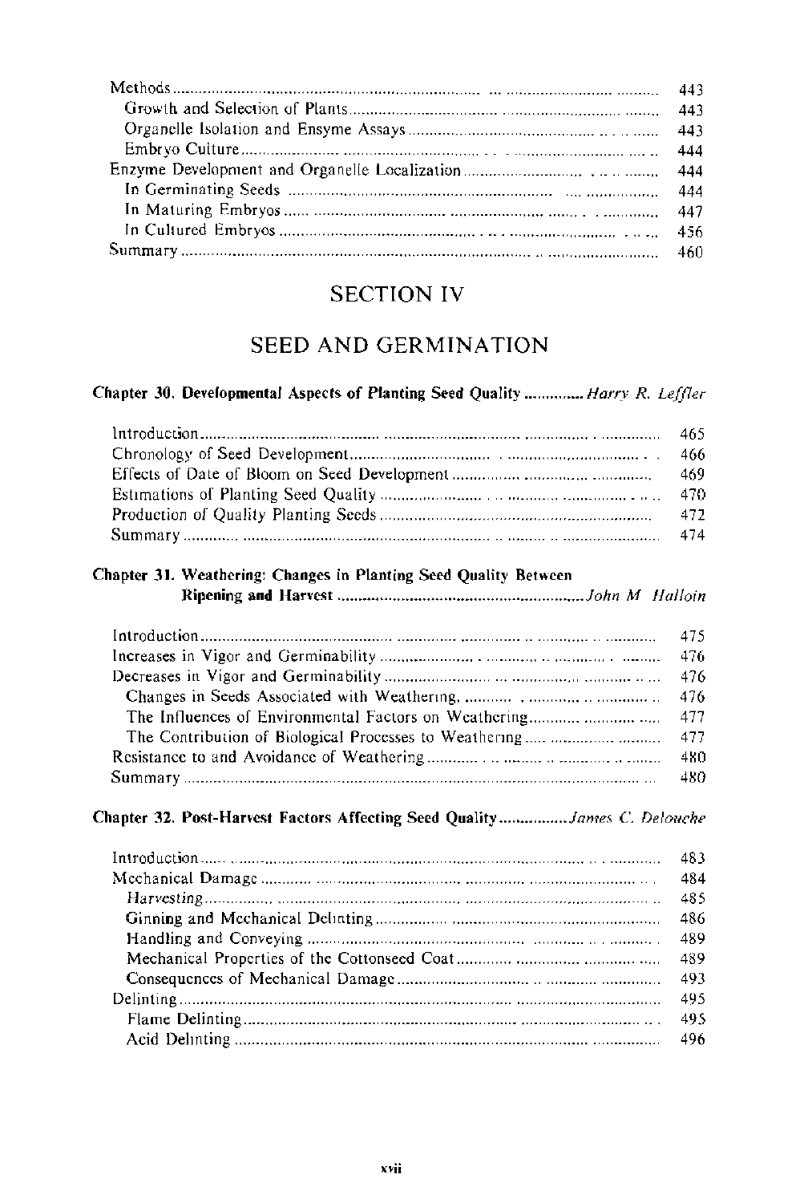| | |
|---|---|
| Methods | 443 |
| Growth and Selection of Plants | 443 |
| Organelle Isolation and Ensyme Assays | 443 |
| Embryo Culture | 444 |
| Enzyme Development and Organelle Localization | 444 |
| In Germinating Seeds | 444 |
| In Maturing Embryos | 447 |
| In Cultured Embryos | 456 |
| Summary | 460 |

# SECTION IV

# SEED AND GERMINATION

**Chapter 30. Developmental Aspects of Planting Seed Quality** ............. *Harry R. Leffler*

| | |
|---|---|
| Introduction | 465 |
| Chronology of Seed Development | 466 |
| Effects of Date of Bloom on Seed Development | 469 |
| Estimations of Planting Seed Quality | 470 |
| Production of Quality Planting Seeds | 472 |
| Summary | 474 |

**Chapter 31. Weathering: Changes in Planting Seed Quality Between Ripening and Harvest** ............. *John M. Halloin*

| | |
|---|---|
| Introduction | 475 |
| Increases in Vigor and Germinability | 476 |
| Decreases in Vigor and Germinability | 476 |
| Changes in Seeds Associated with Weathering | 476 |
| The Influences of Environmental Factors on Weathering | 477 |
| The Contribution of Biological Processes to Weathering | 477 |
| Resistance to and Avoidance of Weathering | 480 |
| Summary | 480 |

**Chapter 32. Post-Harvest Factors Affecting Seed Quality** ............. *James C. Delouche*

| | |
|---|---|
| Introduction | 483 |
| Mechanical Damage | 484 |
| *Harvesting* | 485 |
| Ginning and Mechanical Delinting | 486 |
| Handling and Conveying | 489 |
| Mechanical Properties of the Cottonseed Coat | 489 |
| Consequences of Mechanical Damage | 493 |
| Delinting | 495 |
| Flame Delinting | 495 |
| Acid Delinting | 496 |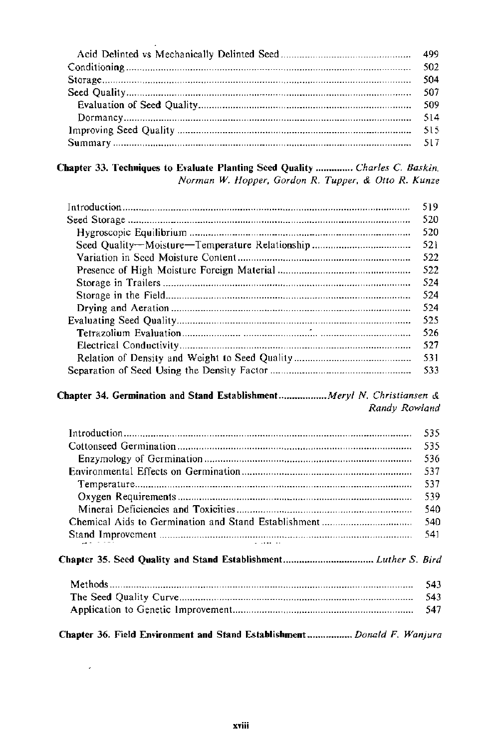| | |
|---|---|
| Acid Delinted vs Mechanically Delinted Seed | 499 |
| Conditioning | 502 |
| Storage | 504 |
| Seed Quality | 507 |
| Evaluation of Seed Quality | 509 |
| Dormancy | 514 |
| Improving Seed Quality | 515 |
| Summary | 517 |

**Chapter 33. Techniques to Evaluate Planting Seed Quality** ............. *Charles C. Baskin, Norman W. Hopper, Gordon R. Tupper, & Otto R. Kunze*

| | |
|---|---|
| Introduction | 519 |
| Seed Storage | 520 |
| Hygroscopic Equilibrium | 520 |
| Seed Quality—Moisture—Temperature Relationship | 521 |
| Variation in Seed Moisture Content | 522 |
| Presence of High Moisture Foreign Material | 522 |
| Storage in Trailers | 524 |
| Storage in the Field | 524 |
| Drying and Aeration | 524 |
| Evaluating Seed Quality | 525 |
| Tetrazolium Evaluation | 526 |
| Electrical Conductivity | 527 |
| Relation of Density and Weight to Seed Quality | 531 |
| Separation of Seed Using the Density Factor | 533 |

**Chapter 34. Germination and Stand Establishment** ................. *Meryl N. Christiansen & Randy Rowland*

| | |
|---|---|
| Introduction | 535 |
| Cottonseed Germination | 535 |
| Enzymology of Germination | 536 |
| Environmental Effects on Germination | 537 |
| Temperature | 537 |
| Oxygen Requirements | 539 |
| Mineral Deficiencies and Toxicities | 540 |
| Chemical Aids to Germination and Stand Establishment | 540 |
| Stand Improvement | 541 |

**Chapter 35. Seed Quality and Stand Establishment** .................................. *Luther S. Bird*

| | |
|---|---|
| Methods | 543 |
| The Seed Quality Curve | 543 |
| Application to Genetic Improvement | 547 |

**Chapter 36. Field Environment and Stand Establishment** ................. *Donald F. Wanjura*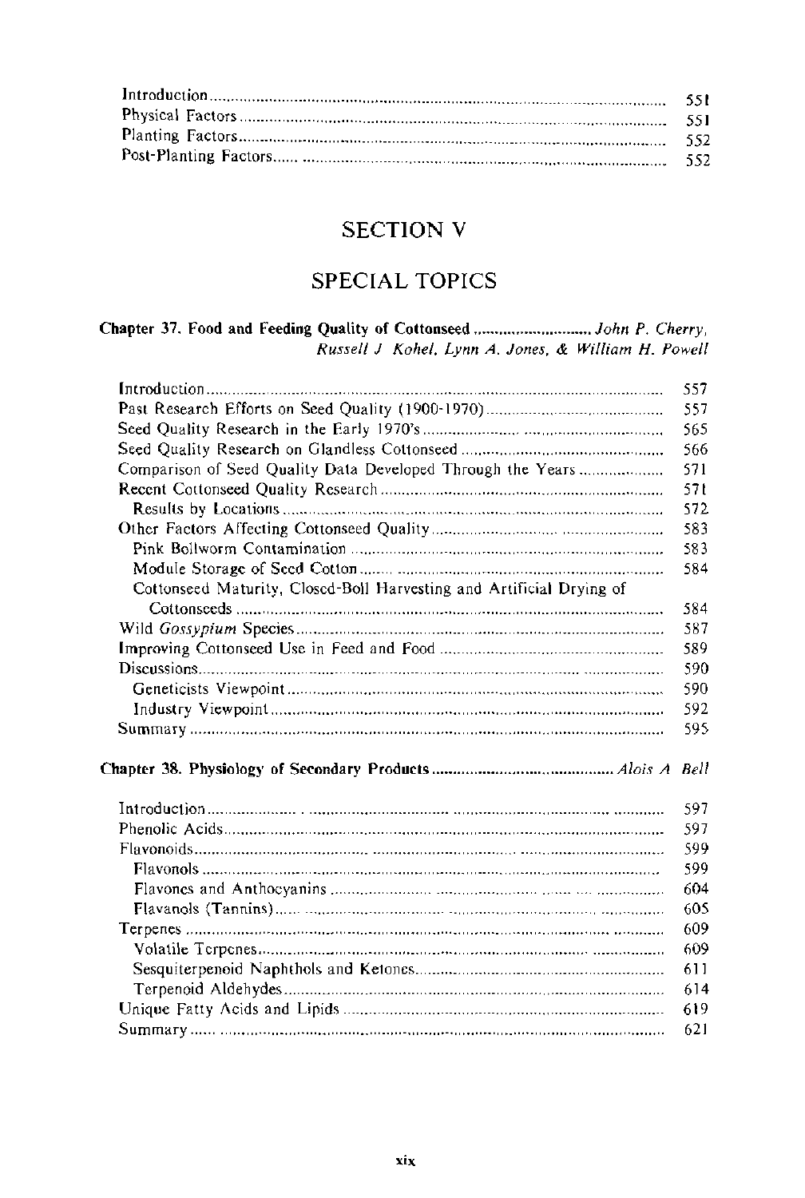| | |
|---|---|
| Introduction | 551 |
| Physical Factors | 551 |
| Planting Factors | 552 |
| Post-Planting Factors | 552 |

# SECTION V

# SPECIAL TOPICS

**Chapter 37. Food and Feeding Quality of Cottonseed** ............ *John P. Cherry, Russell J Kohel, Lynn A. Jones, & William H. Powell*

| | |
|---|---|
| Introduction | 557 |
| Past Research Efforts on Seed Quality (1900-1970) | 557 |
| Seed Quality Research in the Early 1970's | 565 |
| Seed Quality Research on Glandless Cottonseed | 566 |
| Comparison of Seed Quality Data Developed Through the Years | 571 |
| Recent Cottonseed Quality Research | 571 |
| Results by Locations | 572 |
| Other Factors Affecting Cottonseed Quality | 583 |
| Pink Bollworm Contamination | 583 |
| Module Storage of Seed Cotton | 584 |
| Cottonseed Maturity, Closed-Boll Harvesting and Artificial Drying of Cottonseeds | 584 |
| Wild *Gossypium* Species | 587 |
| Improving Cottonseed Use in Feed and Food | 589 |
| Discussions | 590 |
| Geneticists Viewpoint | 590 |
| Industry Viewpoint | 592 |
| Summary | 595 |

**Chapter 38. Physiology of Secondary Products** ............ *Alois A Bell*

| | |
|---|---|
| Introduction | 597 |
| Phenolic Acids | 597 |
| Flavonoids | 599 |
| Flavonols | 599 |
| Flavones and Anthocyanins | 604 |
| Flavanols (Tannins) | 605 |
| Terpenes | 609 |
| Volatile Terpenes | 609 |
| Sesquiterpenoid Naphthols and Ketones | 611 |
| Terpenoid Aldehydes | 614 |
| Unique Fatty Acids and Lipids | 619 |
| Summary | 621 |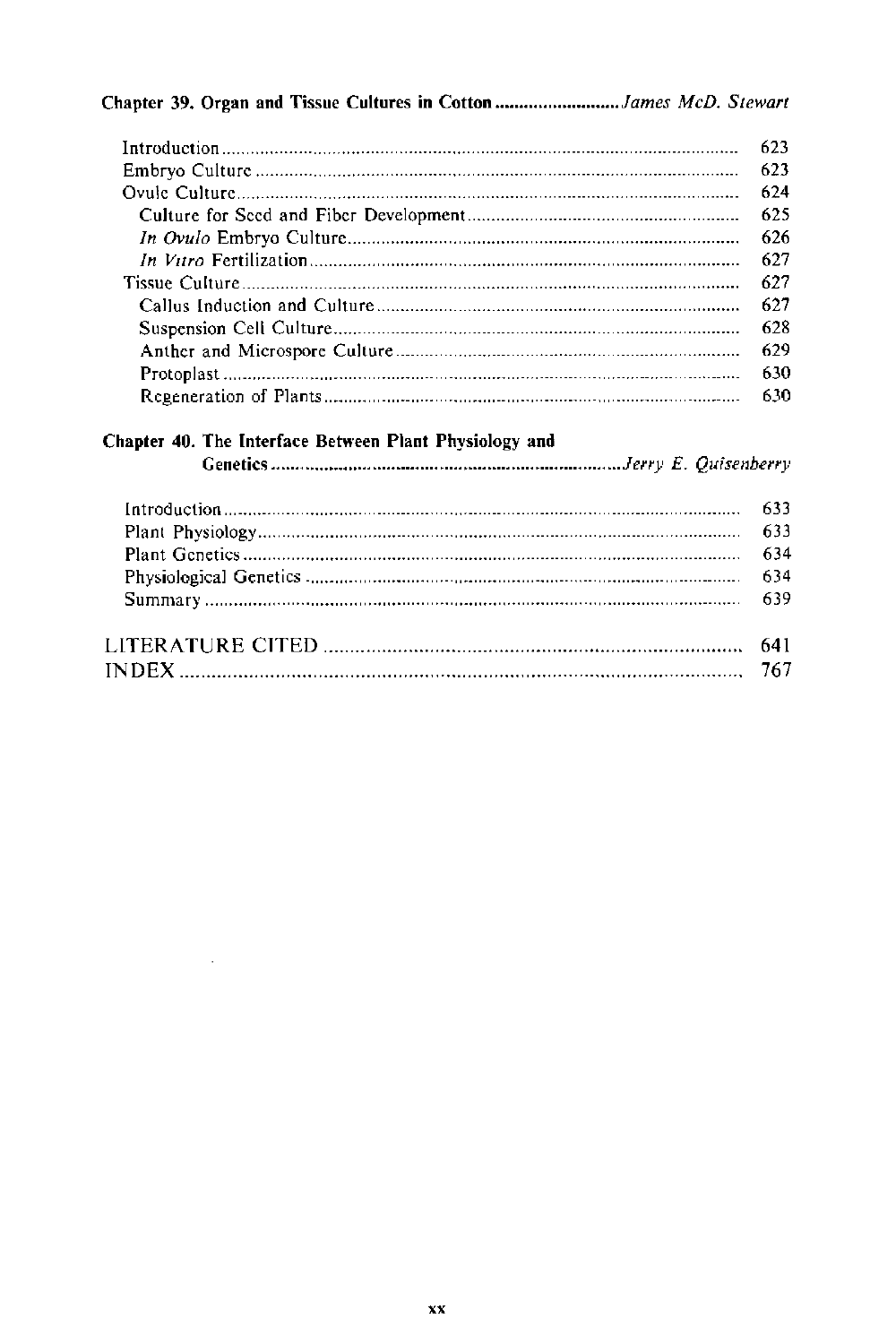**Chapter 39. Organ and Tissue Cultures in Cotton** .......................... *James McD. Stewart*

| | |
|---|---|
| Introduction | 623 |
| Embryo Culture | 623 |
| Ovule Culture | 624 |
| Culture for Seed and Fiber Development | 625 |
| *In Ovulo* Embryo Culture | 626 |
| *In Vitro* Fertilization | 627 |
| Tissue Culture | 627 |
| Callus Induction and Culture | 627 |
| Suspension Cell Culture | 628 |
| Anther and Microspore Culture | 629 |
| Protoplast | 630 |
| Regeneration of Plants | 630 |

**Chapter 40. The Interface Between Plant Physiology and Genetics** .......................... *Jerry E. Quisenberry*

| | |
|---|---|
| Introduction | 633 |
| Plant Physiology | 633 |
| Plant Genetics | 634 |
| Physiological Genetics | 634 |
| Summary | 639 |

| | |
|---|---|
| LITERATURE CITED | 641 |
| INDEX | 767 |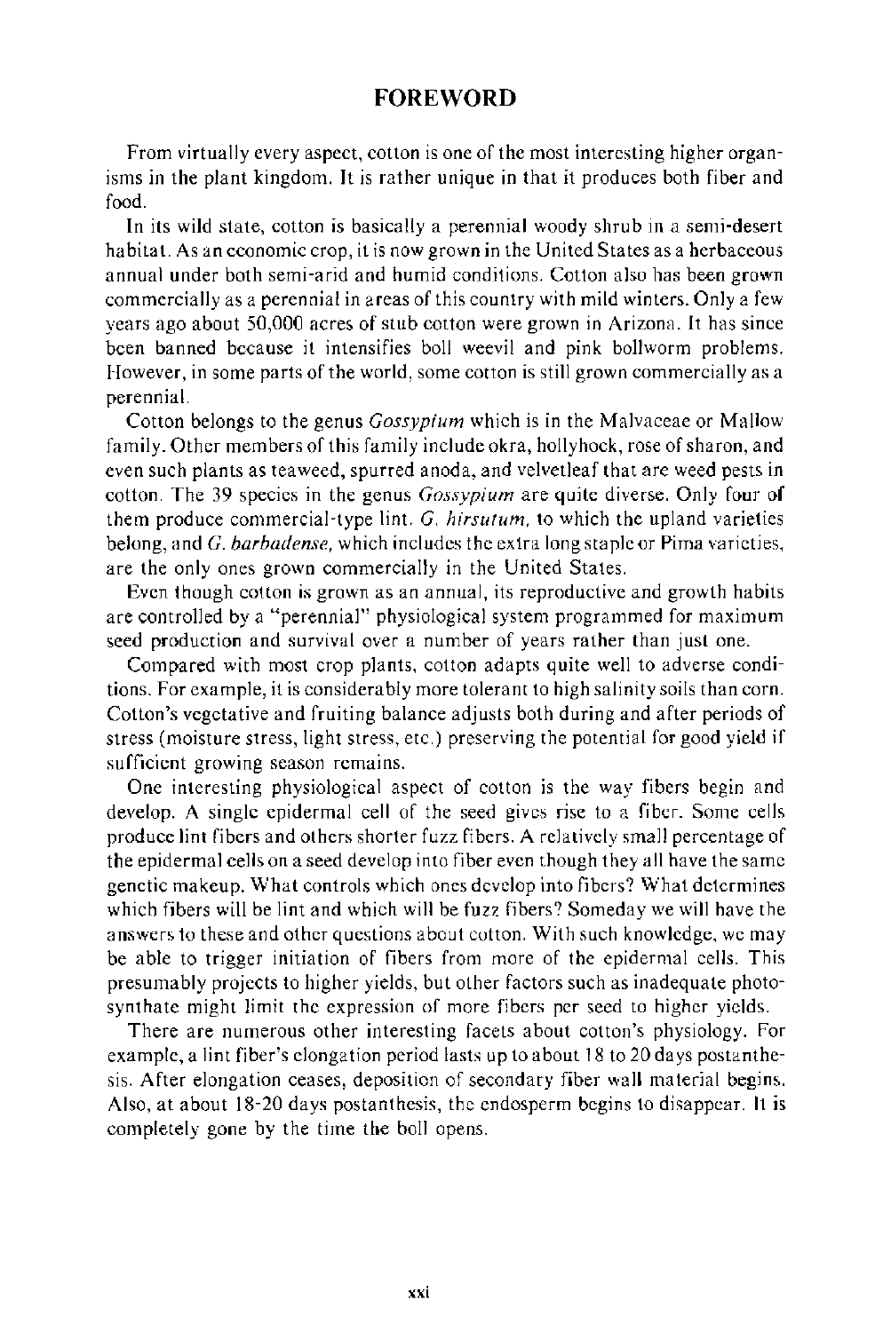# FOREWORD

From virtually every aspect, cotton is one of the most interesting higher organisms in the plant kingdom. It is rather unique in that it produces both fiber and food.

In its wild state, cotton is basically a perennial woody shrub in a semi-desert habitat. As an economic crop, it is now grown in the United States as a herbaceous annual under both semi-arid and humid conditions. Cotton also has been grown commercially as a perennial in areas of this country with mild winters. Only a few years ago about 50,000 acres of stub cotton were grown in Arizona. It has since been banned because it intensifies boll weevil and pink bollworm problems. However, in some parts of the world, some cotton is still grown commercially as a perennial.

Cotton belongs to the genus *Gossypium* which is in the Malvaceae or Mallow family. Other members of this family include okra, hollyhock, rose of sharon, and even such plants as teaweed, spurred anoda, and velvetleaf that are weed pests in cotton. The 39 species in the genus *Gossypium* are quite diverse. Only four of them produce commercial-type lint. *G. hirsutum*, to which the upland varieties belong, and *G. barbadense*, which includes the extra long staple or Pima varieties, are the only ones grown commercially in the United States.

Even though cotton is grown as an annual, its reproductive and growth habits are controlled by a "perennial" physiological system programmed for maximum seed production and survival over a number of years rather than just one.

Compared with most crop plants, cotton adapts quite well to adverse conditions. For example, it is considerably more tolerant to high salinity soils than corn. Cotton's vegetative and fruiting balance adjusts both during and after periods of stress (moisture stress, light stress, etc.) preserving the potential for good yield if sufficient growing season remains.

One interesting physiological aspect of cotton is the way fibers begin and develop. A single epidermal cell of the seed gives rise to a fiber. Some cells produce lint fibers and others shorter fuzz fibers. A relatively small percentage of the epidermal cells on a seed develop into fiber even though they all have the same genetic makeup. What controls which ones develop into fibers? What determines which fibers will be lint and which will be fuzz fibers? Someday we will have the answers to these and other questions about cotton. With such knowledge, we may be able to trigger initiation of fibers from more of the epidermal cells. This presumably projects to higher yields, but other factors such as inadequate photosynthate might limit the expression of more fibers per seed to higher yields.

There are numerous other interesting facets about cotton's physiology. For example, a lint fiber's elongation period lasts up to about 18 to 20 days postanthesis. After elongation ceases, deposition of secondary fiber wall material begins. Also, at about 18-20 days postanthesis, the endosperm begins to disappear. It is completely gone by the time the boll opens.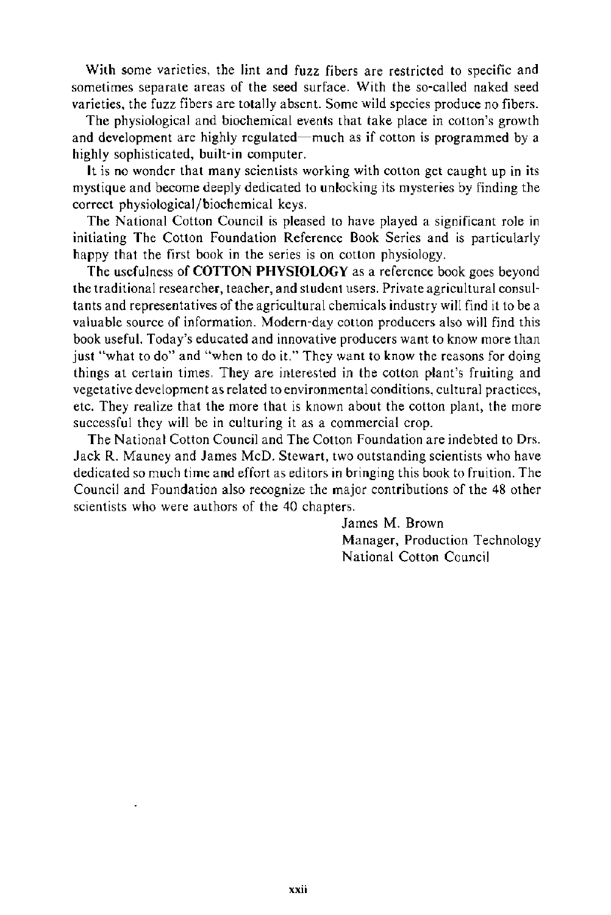With some varieties, the lint and fuzz fibers are restricted to specific and sometimes separate areas of the seed surface. With the so-called naked seed varieties, the fuzz fibers are totally absent. Some wild species produce no fibers.

The physiological and biochemical events that take place in cotton's growth and development are highly regulated—much as if cotton is programmed by a highly sophisticated, built-in computer.

It is no wonder that many scientists working with cotton get caught up in its mystique and become deeply dedicated to unlocking its mysteries by finding the correct physiological/biochemical keys.

The National Cotton Council is pleased to have played a significant role in initiating The Cotton Foundation Reference Book Series and is particularly happy that the first book in the series is on cotton physiology.

The usefulness of **COTTON PHYSIOLOGY** as a reference book goes beyond the traditional researcher, teacher, and student users. Private agricultural consultants and representatives of the agricultural chemicals industry will find it to be a valuable source of information. Modern-day cotton producers also will find this book useful. Today's educated and innovative producers want to know more than just "what to do" and "when to do it." They want to know the reasons for doing things at certain times. They are interested in the cotton plant's fruiting and vegetative development as related to environmental conditions, cultural practices, etc. They realize that the more that is known about the cotton plant, the more successful they will be in culturing it as a commercial crop.

The National Cotton Council and The Cotton Foundation are indebted to Drs. Jack R. Mauney and James McD. Stewart, two outstanding scientists who have dedicated so much time and effort as editors in bringing this book to fruition. The Council and Foundation also recognize the major contributions of the 48 other scientists who were authors of the 40 chapters.

James M. Brown
Manager, Production Technology
National Cotton Council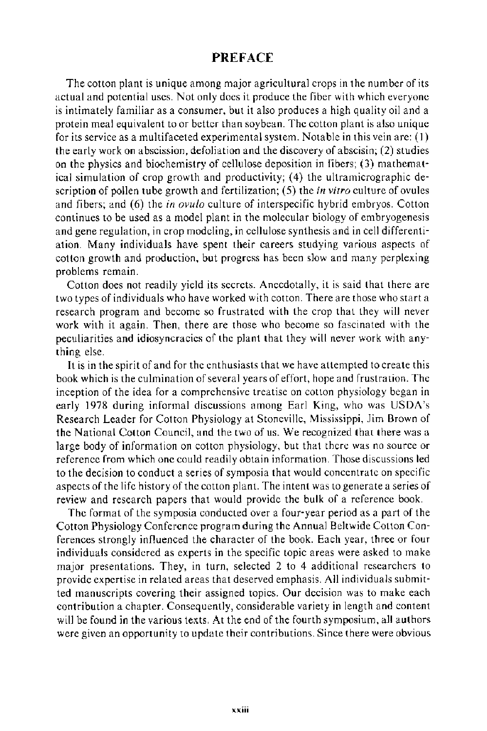# PREFACE

The cotton plant is unique among major agricultural crops in the number of its actual and potential uses. Not only does it produce the fiber with which everyone is intimately familiar as a consumer, but it also produces a high quality oil and a protein meal equivalent to or better than soybean. The cotton plant is also unique for its service as a multifaceted experimental system. Notable in this vein are: (1) the early work on abscission, defoliation and the discovery of abscisin; (2) studies on the physics and biochemistry of cellulose deposition in fibers; (3) mathematical simulation of crop growth and productivity; (4) the ultramicrographic description of pollen tube growth and fertilization; (5) the *in vitro* culture of ovules and fibers; and (6) the *in ovulo* culture of interspecific hybrid embryos. Cotton continues to be used as a model plant in the molecular biology of embryogenesis and gene regulation, in crop modeling, in cellulose synthesis and in cell differentiation. Many individuals have spent their careers studying various aspects of cotton growth and production, but progress has been slow and many perplexing problems remain.

Cotton does not readily yield its secrets. Anecdotally, it is said that there are two types of individuals who have worked with cotton. There are those who start a research program and become so frustrated with the crop that they will never work with it again. Then, there are those who become so fascinated with the peculiarities and idiosyncracies of the plant that they will never work with anything else.

It is in the spirit of and for the enthusiasts that we have attempted to create this book which is the culmination of several years of effort, hope and frustration. The inception of the idea for a comprehensive treatise on cotton physiology began in early 1978 during informal discussions among Earl King, who was USDA's Research Leader for Cotton Physiology at Stoneville, Mississippi, Jim Brown of the National Cotton Council, and the two of us. We recognized that there was a large body of information on cotton physiology, but that there was no source or reference from which one could readily obtain information. Those discussions led to the decision to conduct a series of symposia that would concentrate on specific aspects of the life history of the cotton plant. The intent was to generate a series of review and research papers that would provide the bulk of a reference book.

The format of the symposia conducted over a four-year period as a part of the Cotton Physiology Conference program during the Annual Beltwide Cotton Conferences strongly influenced the character of the book. Each year, three or four individuals considered as experts in the specific topic areas were asked to make major presentations. They, in turn, selected 2 to 4 additional researchers to provide expertise in related areas that deserved emphasis. All individuals submitted manuscripts covering their assigned topics. Our decision was to make each contribution a chapter. Consequently, considerable variety in length and content will be found in the various texts. At the end of the fourth symposium, all authors were given an opportunity to update their contributions. Since there were obvious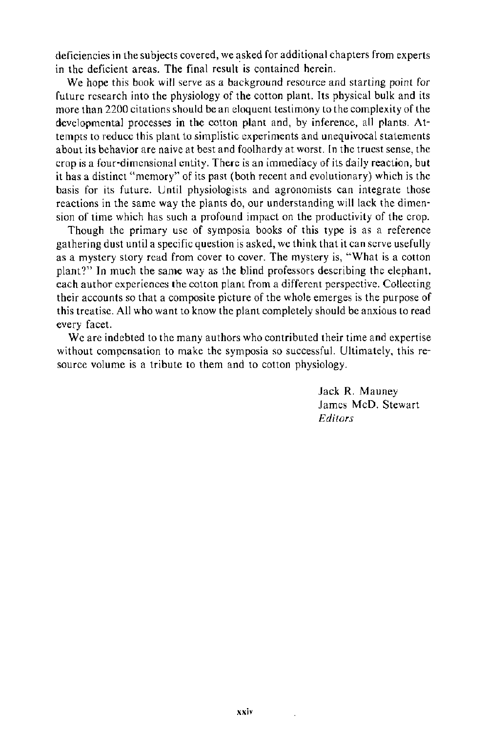deficiencies in the subjects covered, we asked for additional chapters from experts in the deficient areas. The final result is contained herein.

We hope this book will serve as a background resource and starting point for future research into the physiology of the cotton plant. Its physical bulk and its more than 2200 citations should be an eloquent testimony to the complexity of the developmental processes in the cotton plant and, by inference, all plants. Attempts to reduce this plant to simplistic experiments and unequivocal statements about its behavior are naive at best and foolhardy at worst. In the truest sense, the crop is a four-dimensional entity. There is an immediacy of its daily reaction, but it has a distinct "memory" of its past (both recent and evolutionary) which is the basis for its future. Until physiologists and agronomists can integrate those reactions in the same way the plants do, our understanding will lack the dimension of time which has such a profound impact on the productivity of the crop.

Though the primary use of symposia books of this type is as a reference gathering dust until a specific question is asked, we think that it can serve usefully as a mystery story read from cover to cover. The mystery is, "What is a cotton plant?" In much the same way as the blind professors describing the elephant, each author experiences the cotton plant from a different perspective. Collecting their accounts so that a composite picture of the whole emerges is the purpose of this treatise. All who want to know the plant completely should be anxious to read every facet.

We are indebted to the many authors who contributed their time and expertise without compensation to make the symposia so successful. Ultimately, this resource volume is a tribute to them and to cotton physiology.

Jack R. Mauney  
James McD. Stewart  
*Editors*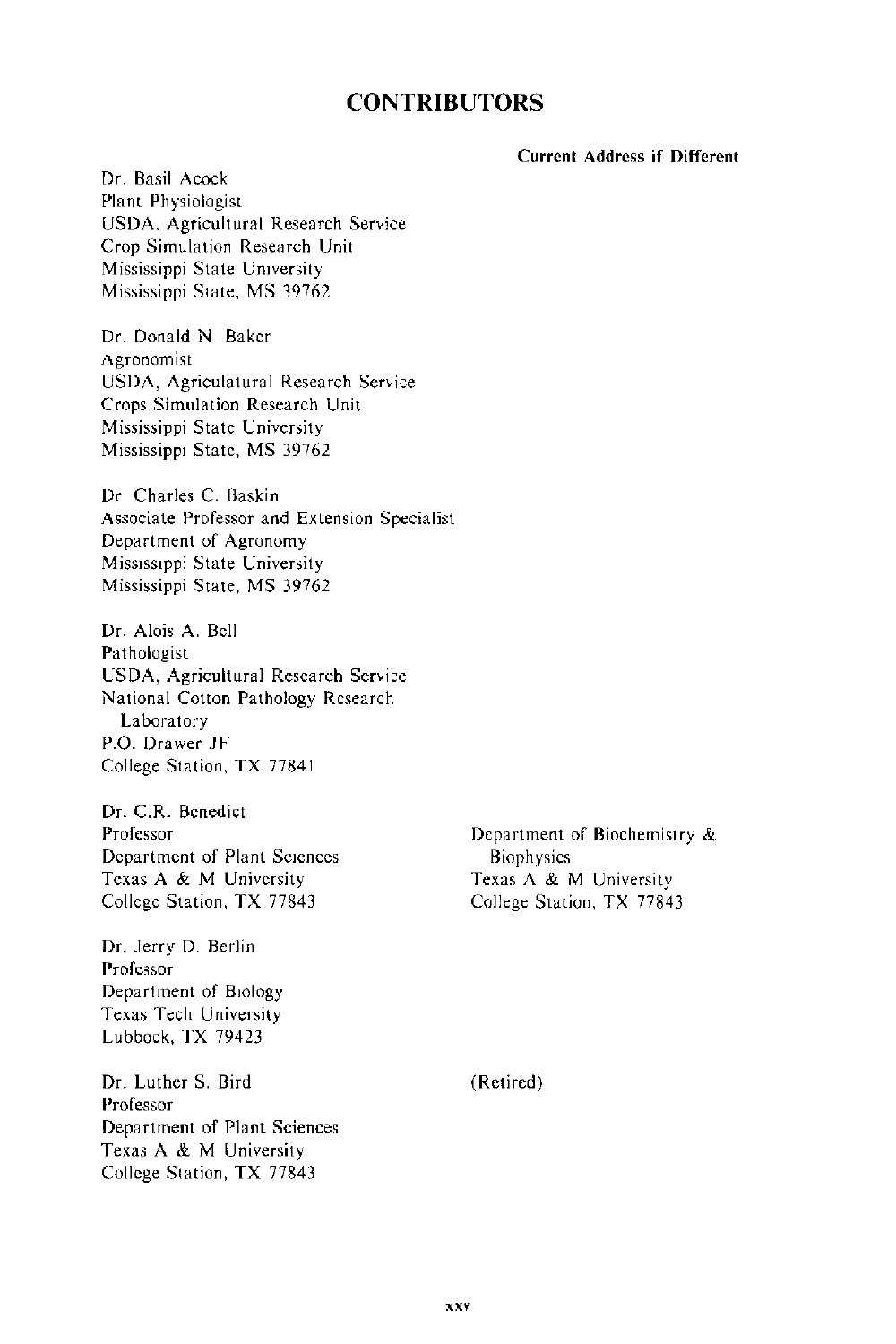# CONTRIBUTORS

**Current Address if Different**

Dr. Basil Acock
Plant Physiologist
USDA, Agricultural Research Service
Crop Simulation Research Unit
Mississippi State University
Mississippi State, MS 39762

Dr. Donald N. Baker
Agronomist
USDA, Agriculatural Research Service
Crops Simulation Research Unit
Mississippi State University
Mississippi State, MS 39762

Dr. Charles C. Baskin
Associate Professor and Extension Specialist
Department of Agronomy
Mississippi State University
Mississippi State, MS 39762

Dr. Alois A. Bell
Pathologist
USDA, Agricultural Research Service
National Cotton Pathology Research Laboratory
P.O. Drawer JF
College Station, TX 77841

Dr. C.R. Benedict
Professor
Department of Plant Sciences
Texas A & M University
College Station, TX 77843

*Current address:* Department of Biochemistry & Biophysics
Texas A & M University
College Station, TX 77843

Dr. Jerry D. Berlin
Professor
Department of Biology
Texas Tech University
Lubbock, TX 79423

Dr. Luther S. Bird
Professor
Department of Plant Sciences
Texas A & M University
College Station, TX 77843

*Current address:* (Retired)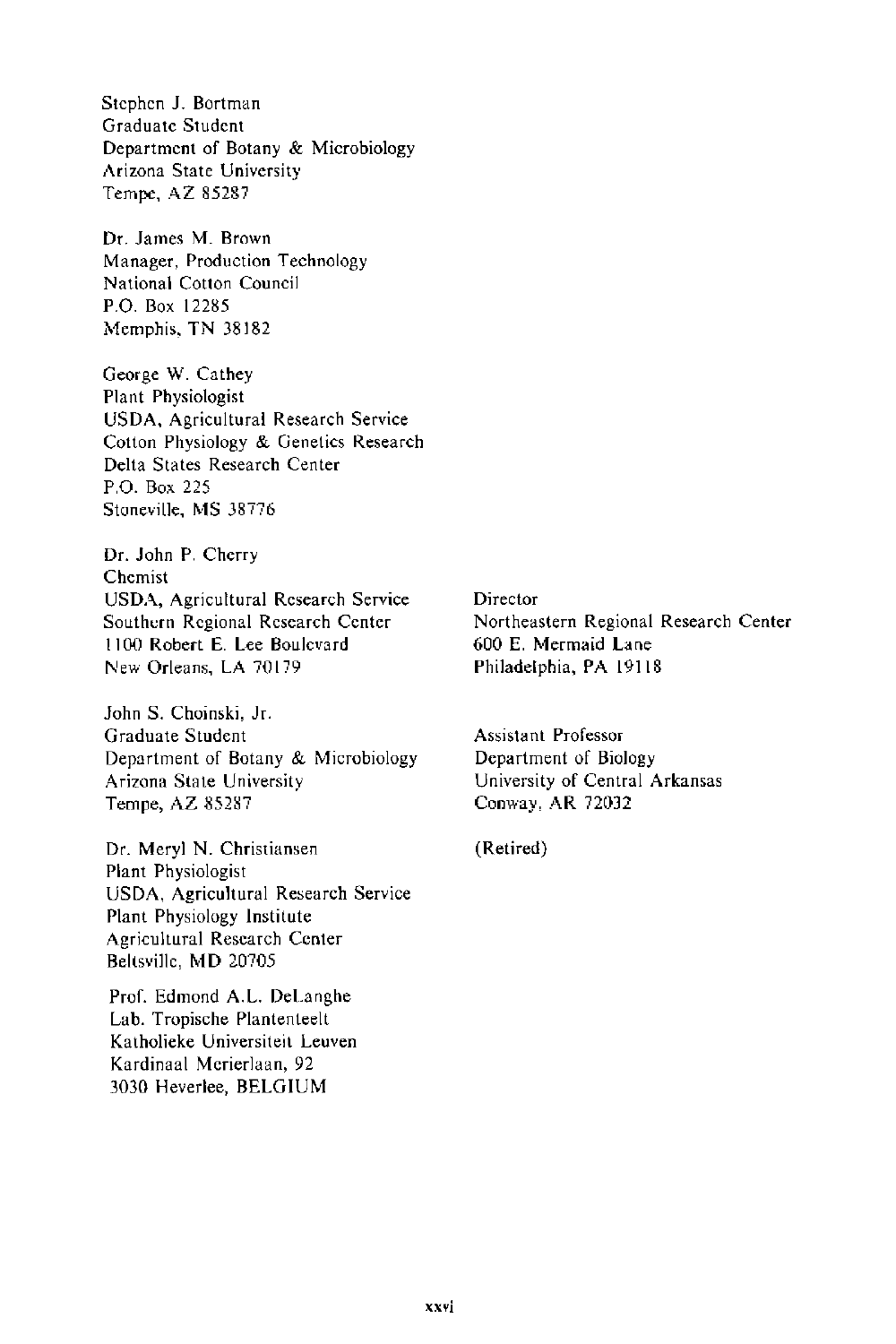Stephen J. Bortman
Graduate Student
Department of Botany & Microbiology
Arizona State University
Tempe, AZ 85287

Dr. James M. Brown
Manager, Production Technology
National Cotton Council
P.O. Box 12285
Memphis, TN 38182

George W. Cathey
Plant Physiologist
USDA, Agricultural Research Service
Cotton Physiology & Genetics Research
Delta States Research Center
P.O. Box 225
Stoneville, MS 38776

Dr. John P. Cherry
Chemist
USDA, Agricultural Research Service
Southern Regional Research Center
1100 Robert E. Lee Boulevard
New Orleans, LA 70179

Director
Northeastern Regional Research Center
600 E. Mermaid Lane
Philadelphia, PA 19118

John S. Choinski, Jr.
Graduate Student
Department of Botany & Microbiology
Arizona State University
Tempe, AZ 85287

Assistant Professor
Department of Biology
University of Central Arkansas
Conway, AR 72032

Dr. Meryl N. Christiansen
Plant Physiologist
USDA, Agricultural Research Service
Plant Physiology Institute
Agricultural Research Center
Beltsville, MD 20705

(Retired)

Prof. Edmond A.L. DeLanghe
Lab. Tropische Plantenteelt
Katholieke Universiteit Leuven
Kardinaal Merierlaan, 92
3030 Heverlee, BELGIUM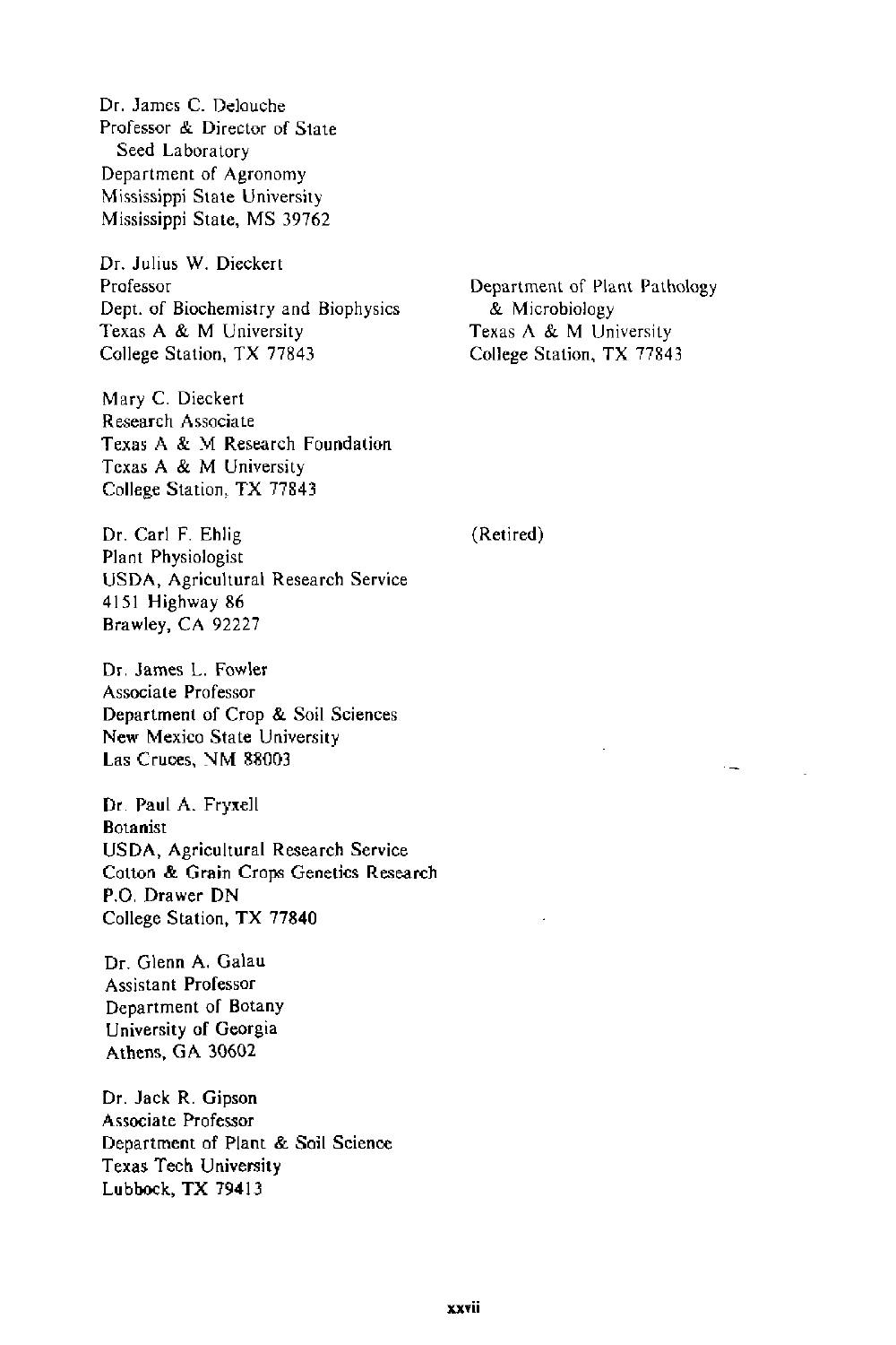Dr. James C. Delouche
Professor & Director of State
Seed Laboratory
Department of Agronomy
Mississippi State University
Mississippi State, MS 39762

Dr. Julius W. Dieckert
Professor
Dept. of Biochemistry and Biophysics
Texas A & M University
College Station, TX 77843

Department of Plant Pathology
& Microbiology
Texas A & M University
College Station, TX 77843

Mary C. Dieckert
Research Associate
Texas A & M Research Foundation
Texas A & M University
College Station, TX 77843

Dr. Carl F. Ehlig
Plant Physiologist
USDA, Agricultural Research Service
4151 Highway 86
Brawley, CA 92227

(Retired)

Dr. James L. Fowler
Associate Professor
Department of Crop & Soil Sciences
New Mexico State University
Las Cruces, NM 88003

Dr. Paul A. Fryxell
Botanist
USDA, Agricultural Research Service
Cotton & Grain Crops Genetics Research
P.O. Drawer DN
College Station, TX 77840

Dr. Glenn A. Galau
Assistant Professor
Department of Botany
University of Georgia
Athens, GA 30602

Dr. Jack R. Gipson
Associate Professor
Department of Plant & Soil Science
Texas Tech University
Lubbock, TX 79413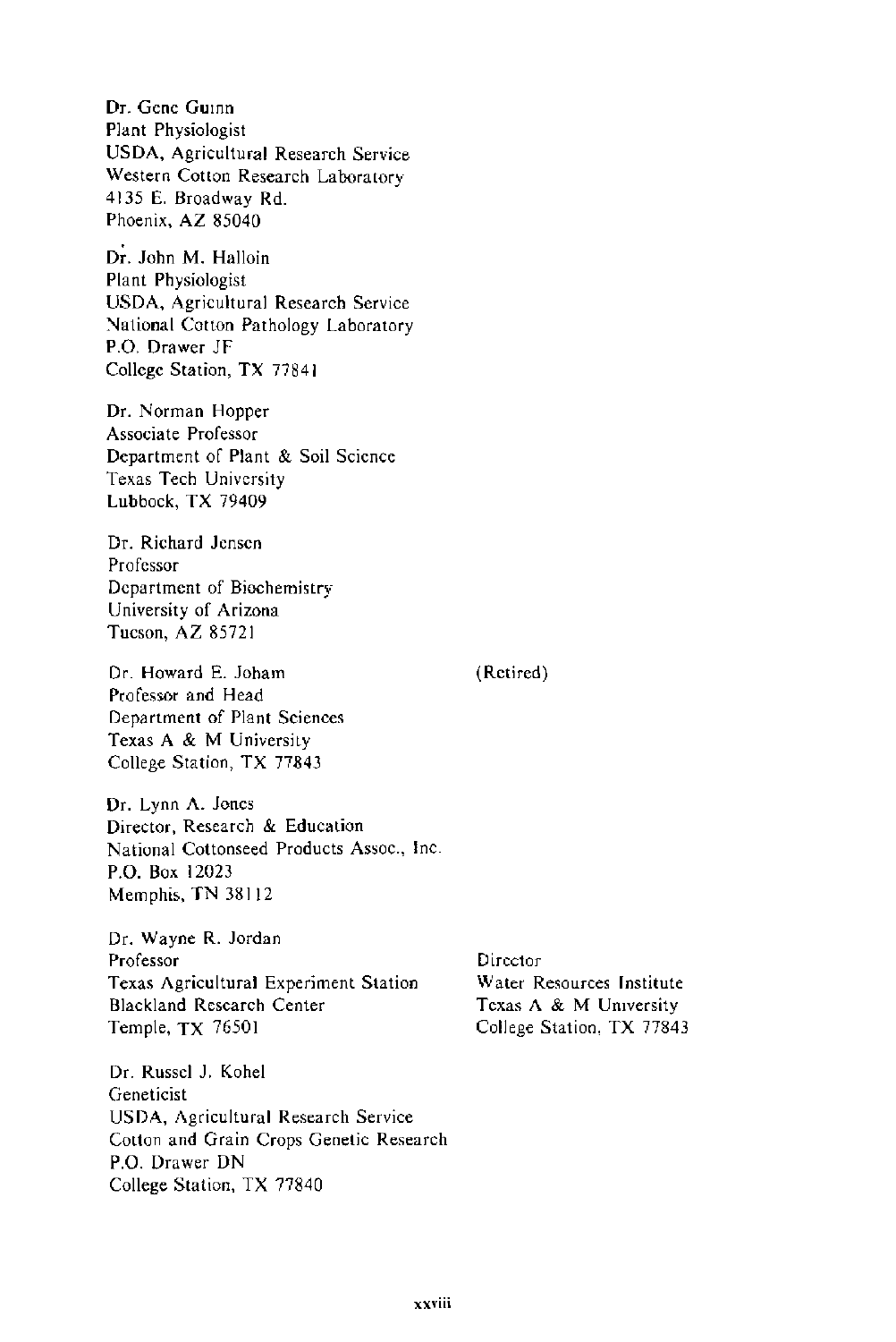Dr. Gene Guinn
Plant Physiologist
USDA, Agricultural Research Service
Western Cotton Research Laboratory
4135 E. Broadway Rd.
Phoenix, AZ 85040

Dr. John M. Halloin
Plant Physiologist
USDA, Agricultural Research Service
National Cotton Pathology Laboratory
P.O. Drawer JF
College Station, TX 77841

Dr. Norman Hopper
Associate Professor
Department of Plant & Soil Science
Texas Tech University
Lubbock, TX 79409

Dr. Richard Jensen
Professor
Department of Biochemistry
University of Arizona
Tucson, AZ 85721

Dr. Howard E. Joham (Retired)
Professor and Head
Department of Plant Sciences
Texas A & M University
College Station, TX 77843

Dr. Lynn A. Jones
Director, Research & Education
National Cottonseed Products Assoc., Inc.
P.O. Box 12023
Memphis, TN 38112

Dr. Wayne R. Jordan
Professor
Texas Agricultural Experiment Station
Blackland Research Center
Temple, TX 76501

Director
Water Resources Institute
Texas A & M University
College Station, TX 77843

Dr. Russel J. Kohel
Geneticist
USDA, Agricultural Research Service
Cotton and Grain Crops Genetic Research
P.O. Drawer DN
College Station, TX 77840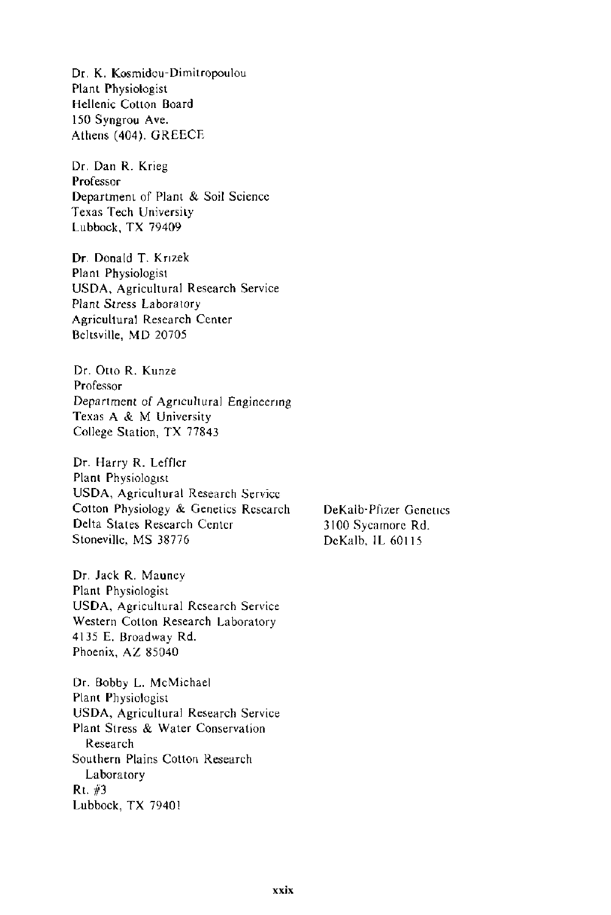Dr. K. Kosmidou-Dimitropoulou
Plant Physiologist
Hellenic Cotton Board
150 Syngrou Ave.
Athens (404), GREECE

Dr. Dan R. Krieg
Professor
Department of Plant & Soil Science
Texas Tech University
Lubbock, TX 79409

Dr. Donald T. Krizek
Plant Physiologist
USDA, Agricultural Research Service
Plant Stress Laboratory
Agricultural Research Center
Beltsville, MD 20705

Dr. Otto R. Kunze
Professor
Department of Agricultural Engineering
Texas A & M University
College Station, TX 77843

Dr. Harry R. Leffler
Plant Physiologist
USDA, Agricultural Research Service
Cotton Physiology & Genetics Research
Delta States Research Center
Stoneville, MS 38776

DeKalb-Pfizer Genetics
3100 Sycamore Rd.
DeKalb, IL 60115

Dr. Jack R. Mauney
Plant Physiologist
USDA, Agricultural Research Service
Western Cotton Research Laboratory
4135 E. Broadway Rd.
Phoenix, AZ 85040

Dr. Bobby L. McMichael
Plant Physiologist
USDA, Agricultural Research Service
Plant Stress & Water Conservation Research
Southern Plains Cotton Research Laboratory
Rt. #3
Lubbock, TX 79401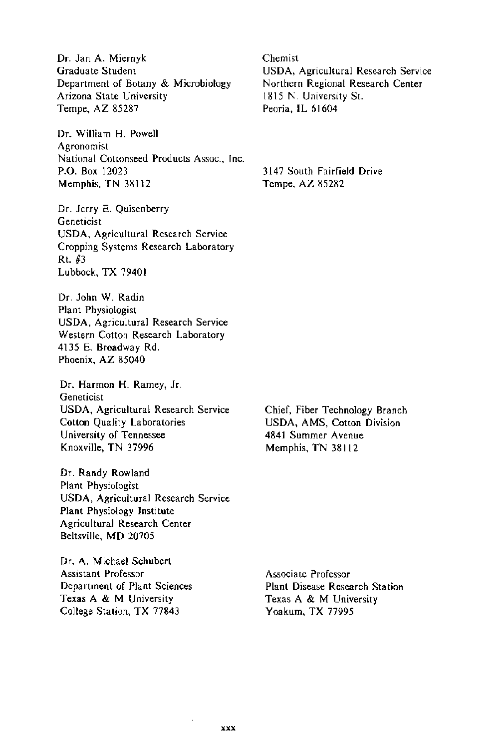Dr. Jan A. Miernyk
Graduate Student
Department of Botany & Microbiology
Arizona State University
Tempe, AZ 85287

Chemist
USDA, Agricultural Research Service
Northern Regional Research Center
1815 N. University St.
Peoria, IL 61604

Dr. William H. Powell
Agronomist
National Cottonseed Products Assoc., Inc.
P.O. Box 12023
Memphis, TN 38112

3147 South Fairfield Drive
Tempe, AZ 85282

Dr. Jerry E. Quisenberry
Geneticist
USDA, Agricultural Research Service
Cropping Systems Research Laboratory
Rt. #3
Lubbock, TX 79401

Dr. John W. Radin
Plant Physiologist
USDA, Agricultural Research Service
Western Cotton Research Laboratory
4135 E. Broadway Rd.
Phoenix, AZ 85040

Dr. Harmon H. Ramey, Jr.
Geneticist
USDA, Agricultural Research Service
Cotton Quality Laboratories
University of Tennessee
Knoxville, TN 37996

Chief, Fiber Technology Branch
USDA, AMS, Cotton Division
4841 Summer Avenue
Memphis, TN 38112

Dr. Randy Rowland
Plant Physiologist
USDA, Agricultural Research Service
Plant Physiology Institute
Agricultural Research Center
Beltsville, MD 20705

Dr. A. Michael Schubert
Assistant Professor
Department of Plant Sciences
Texas A & M University
College Station, TX 77843

Associate Professor
Plant Disease Research Station
Texas A & M University
Yoakum, TX 77995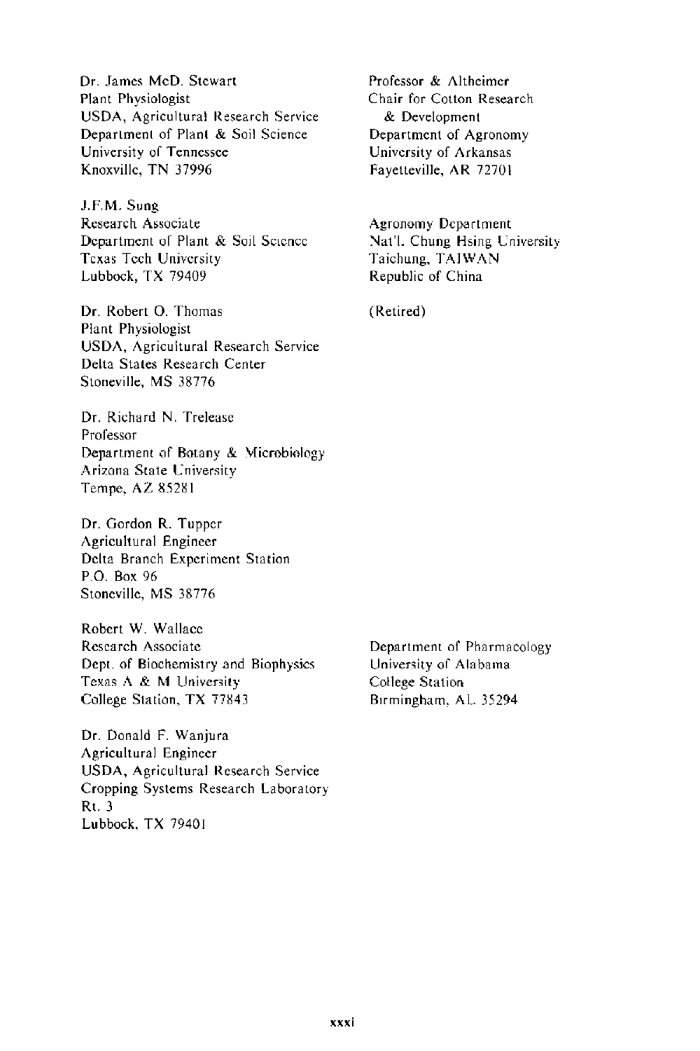Dr. James McD. Stewart
Plant Physiologist
USDA, Agricultural Research Service
Department of Plant & Soil Science
University of Tennessee
Knoxville, TN 37996

Professor & Altheimer
Chair for Cotton Research
& Development
Department of Agronomy
University of Arkansas
Fayetteville, AR 72701

J.F.M. Sung
Research Associate
Department of Plant & Soil Science
Texas Tech University
Lubbock, TX 79409

Agronomy Department
Nat'l. Chung Hsing University
Taichung, TAIWAN
Republic of China

Dr. Robert O. Thomas
Plant Physiologist
USDA, Agricultural Research Service
Delta States Research Center
Stoneville, MS 38776

(Retired)

Dr. Richard N. Trelease
Professor
Department of Botany & Microbiology
Arizona State University
Tempe, AZ 85281

Dr. Gordon R. Tupper
Agricultural Engineer
Delta Branch Experiment Station
P.O. Box 96
Stoneville, MS 38776

Robert W. Wallace
Research Associate
Dept. of Biochemistry and Biophysics
Texas A & M University
College Station, TX 77843

Department of Pharmacology
University of Alabama
College Station
Birmingham, AL 35294

Dr. Donald F. Wanjura
Agricultural Engineer
USDA, Agricultural Research Service
Cropping Systems Research Laboratory
Rt. 3
Lubbock, TX 79401